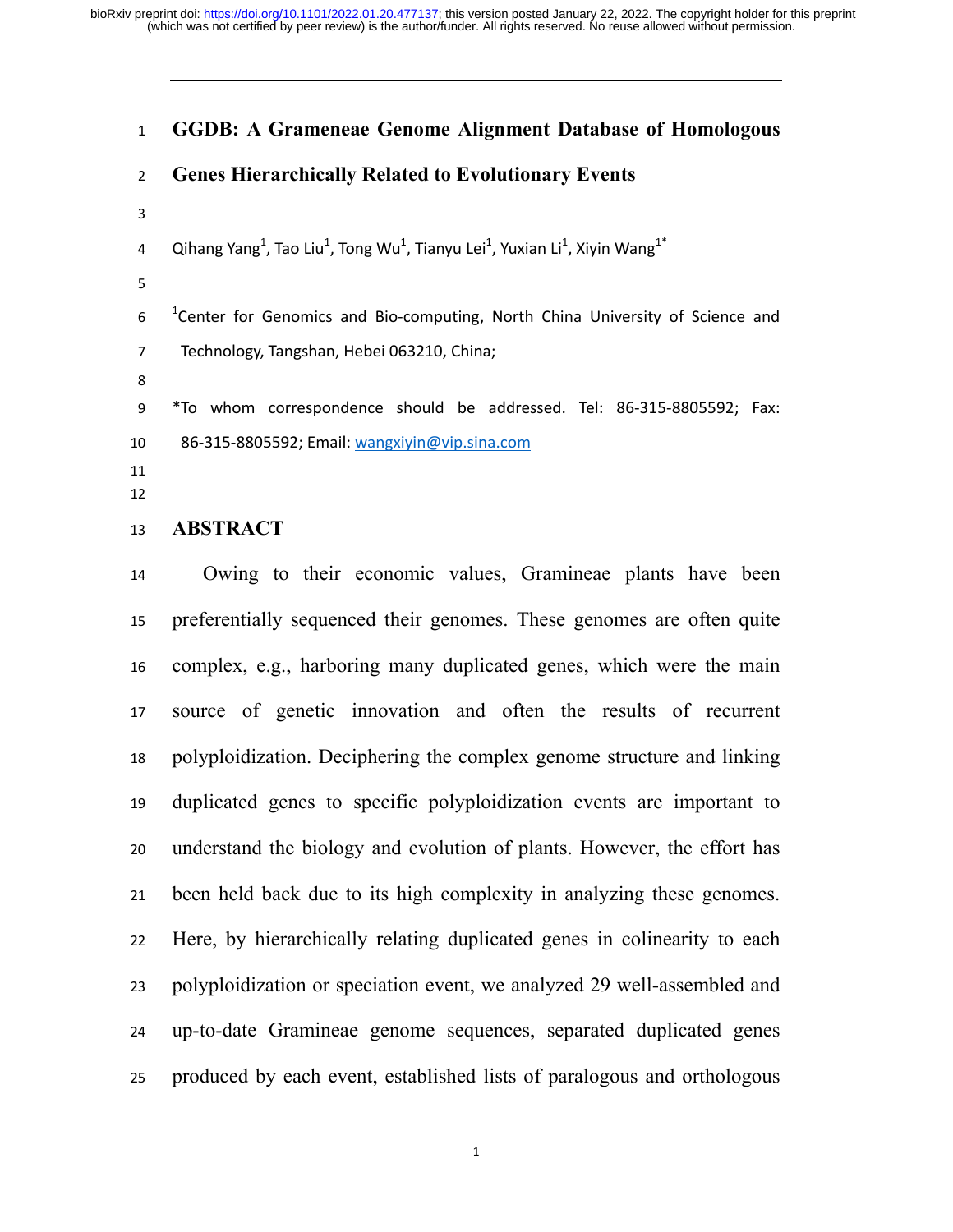# GGDB: A Grameneae Genome Alignment Database of Homologous Genes Hierarchically Related to Evolutionary Events

Qihang Yang[1], Tao Liu[1], Tong Wu[1], Tianyu Lei[1], Yuxian Li[1], Xiyin Wang[1*]

[1]Center for Genomics and Bio-computing, North China University of Science and Technology, Tangshan, Hebei 063210, China;

*To whom correspondence should be addressed. Tel: 86-315-8805592; Fax: 86-315-8805592; Email: wangxiyin@vip.sina.com

## ABSTRACT

Owing to their economic values, Gramineae plants have been preferentially sequenced their genomes. These genomes are often quite complex, e.g., harboring many duplicated genes, which were the main source of genetic innovation and often the results of recurrent polyploidization. Deciphering the complex genome structure and linking duplicated genes to specific polyploidization events are important to understand the biology and evolution of plants. However, the effort has been held back due to its high complexity in analyzing these genomes. Here, by hierarchically relating duplicated genes in colinearity to each polyploidization or speciation event, we analyzed 29 well-assembled and up-to-date Gramineae genome sequences, separated duplicated genes produced by each event, established lists of paralogous and orthologous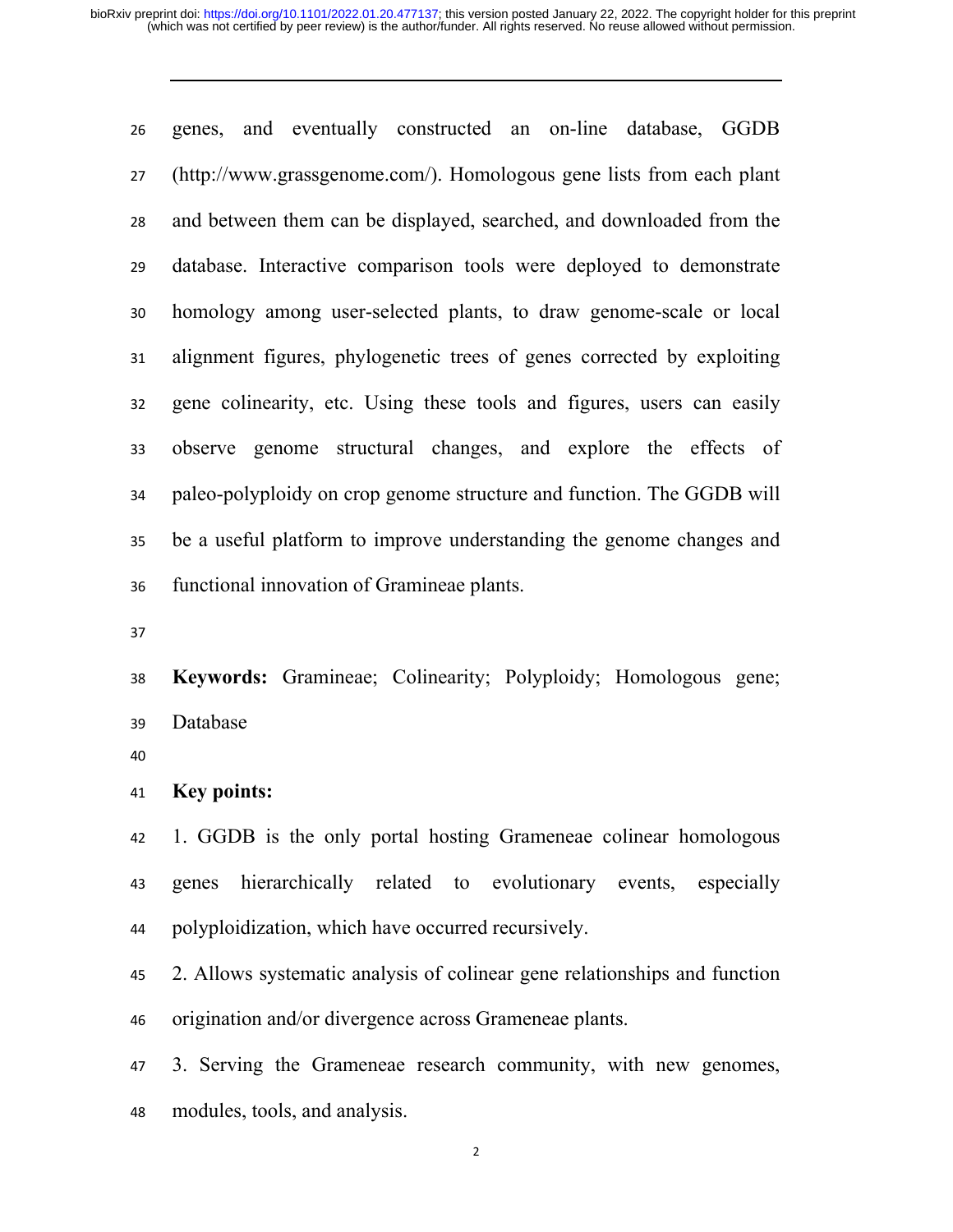genes, and eventually constructed an on-line database, GGDB (http://www.grassgenome.com/). Homologous gene lists from each plant and between them can be displayed, searched, and downloaded from the database. Interactive comparison tools were deployed to demonstrate homology among user-selected plants, to draw genome-scale or local alignment figures, phylogenetic trees of genes corrected by exploiting gene colinearity, etc. Using these tools and figures, users can easily observe genome structural changes, and explore the effects of paleo-polyploidy on crop genome structure and function. The GGDB will be a useful platform to improve understanding the genome changes and functional innovation of Gramineae plants.

**Keywords:** Gramineae; Colinearity; Polyploidy; Homologous gene; Database

**Key points:**

1. GGDB is the only portal hosting Grameneae colinear homologous genes hierarchically related to evolutionary events, especially polyploidization, which have occurred recursively.
2. Allows systematic analysis of colinear gene relationships and function origination and/or divergence across Grameneae plants.
3. Serving the Grameneae research community, with new genomes, modules, tools, and analysis.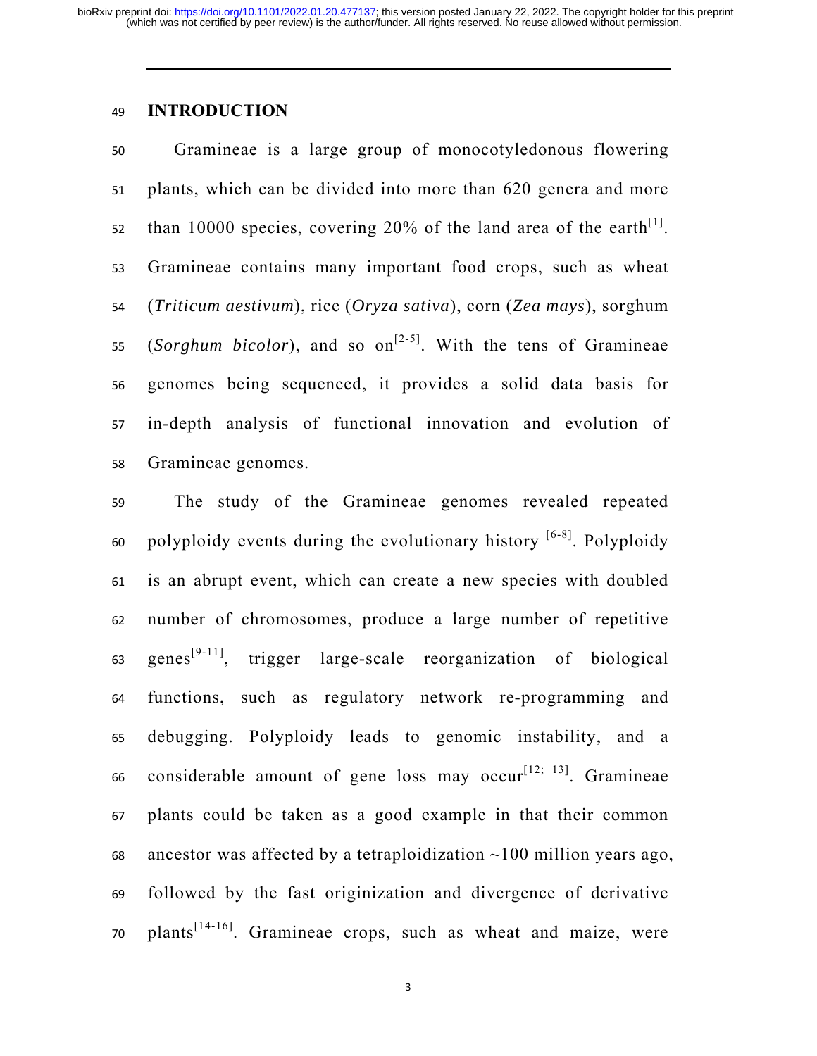## INTRODUCTION

Gramineae is a large group of monocotyledonous flowering plants, which can be divided into more than 620 genera and more than 10000 species, covering 20% of the land area of the earth[1]. Gramineae contains many important food crops, such as wheat (*Triticum aestivum*), rice (*Oryza sativa*), corn (*Zea mays*), sorghum (*Sorghum bicolor*), and so on[2-5]. With the tens of Gramineae genomes being sequenced, it provides a solid data basis for in-depth analysis of functional innovation and evolution of Gramineae genomes.

The study of the Gramineae genomes revealed repeated polyploidy events during the evolutionary history [6-8]. Polyploidy is an abrupt event, which can create a new species with doubled number of chromosomes, produce a large number of repetitive genes[9-11], trigger large-scale reorganization of biological functions, such as regulatory network re-programming and debugging. Polyploidy leads to genomic instability, and a considerable amount of gene loss may occur[12; 13]. Gramineae plants could be taken as a good example in that their common ancestor was affected by a tetraploidization ~100 million years ago, followed by the fast originization and divergence of derivative plants[14-16]. Gramineae crops, such as wheat and maize, were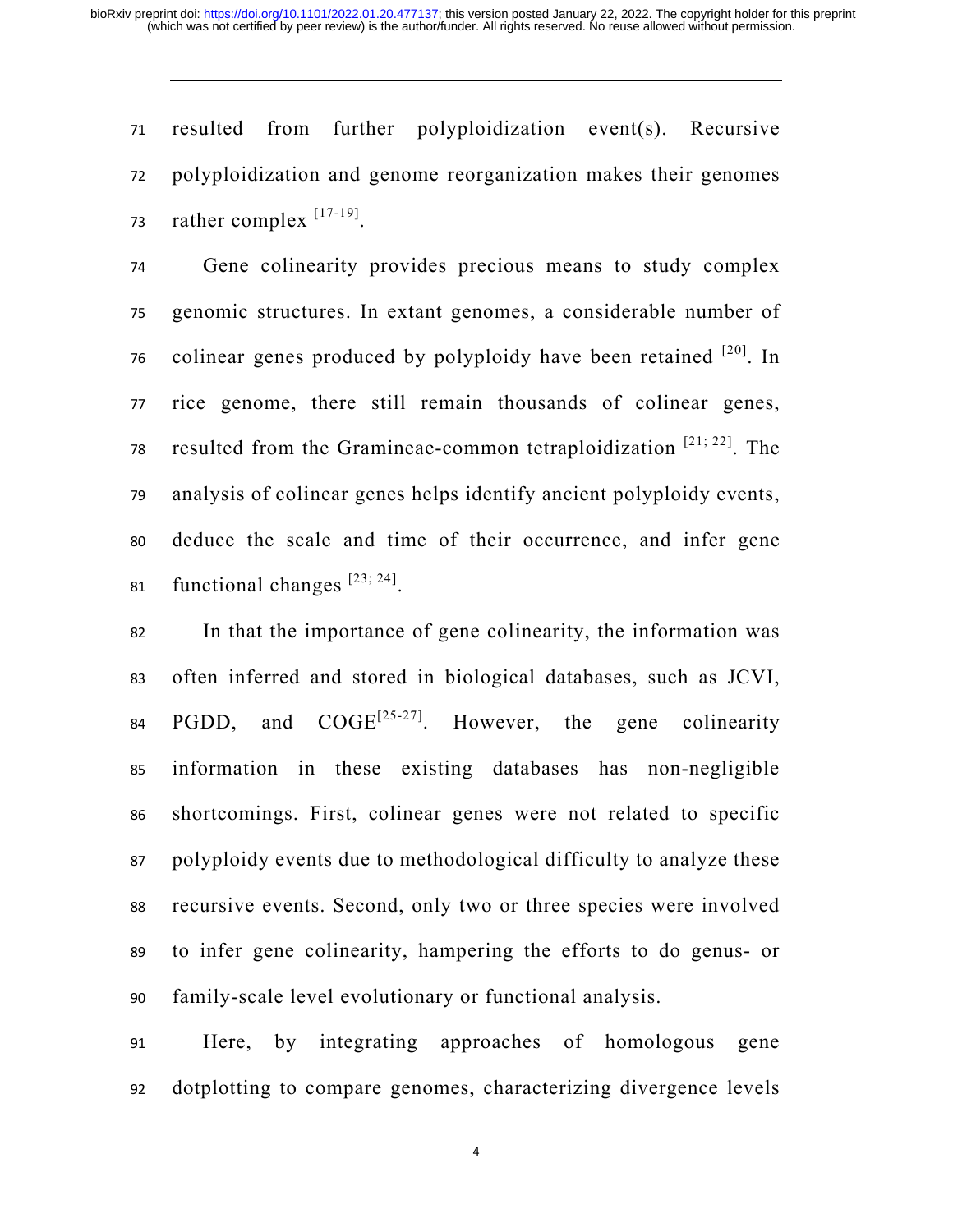resulted from further polyploidization event(s). Recursive polyploidization and genome reorganization makes their genomes rather complex [17-19].

Gene colinearity provides precious means to study complex genomic structures. In extant genomes, a considerable number of colinear genes produced by polyploidy have been retained [20]. In rice genome, there still remain thousands of colinear genes, resulted from the Gramineae-common tetraploidization [21; 22]. The analysis of colinear genes helps identify ancient polyploidy events, deduce the scale and time of their occurrence, and infer gene functional changes [23; 24].

In that the importance of gene colinearity, the information was often inferred and stored in biological databases, such as JCVI, PGDD, and COGE[25-27]. However, the gene colinearity information in these existing databases has non-negligible shortcomings. First, colinear genes were not related to specific polyploidy events due to methodological difficulty to analyze these recursive events. Second, only two or three species were involved to infer gene colinearity, hampering the efforts to do genus- or family-scale level evolutionary or functional analysis.

Here, by integrating approaches of homologous gene dotplotting to compare genomes, characterizing divergence levels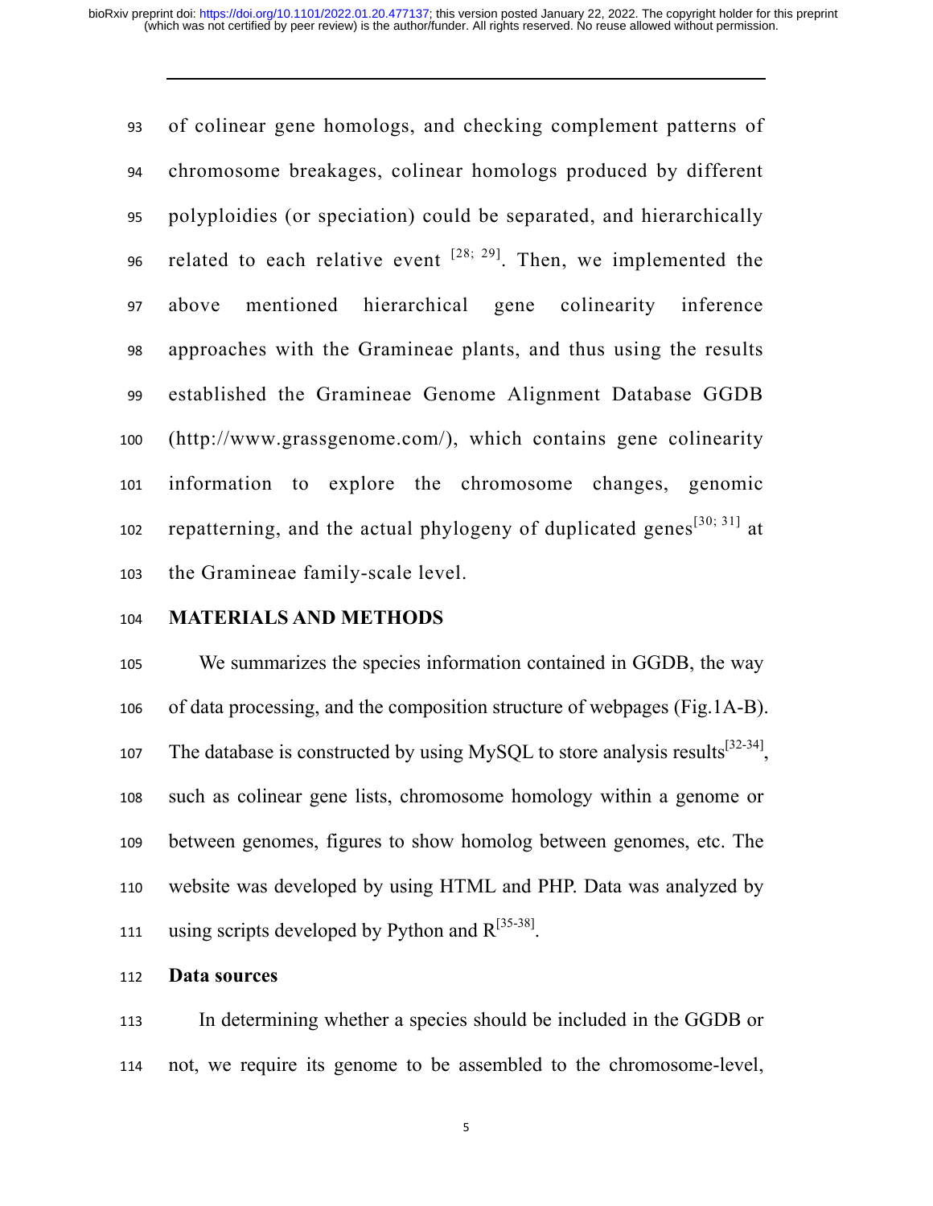of colinear gene homologs, and checking complement patterns of chromosome breakages, colinear homologs produced by different polyploidies (or speciation) could be separated, and hierarchically related to each relative event [28; 29]. Then, we implemented the above mentioned hierarchical gene colinearity inference approaches with the Gramineae plants, and thus using the results established the Gramineae Genome Alignment Database GGDB (http://www.grassgenome.com/), which contains gene colinearity information to explore the chromosome changes, genomic repatterning, and the actual phylogeny of duplicated genes[30; 31] at the Gramineae family-scale level.

## MATERIALS AND METHODS

We summarizes the species information contained in GGDB, the way of data processing, and the composition structure of webpages (Fig.1A-B). The database is constructed by using MySQL to store analysis results[32-34], such as colinear gene lists, chromosome homology within a genome or between genomes, figures to show homolog between genomes, etc. The website was developed by using HTML and PHP. Data was analyzed by using scripts developed by Python and R[35-38].

### Data sources

In determining whether a species should be included in the GGDB or not, we require its genome to be assembled to the chromosome-level,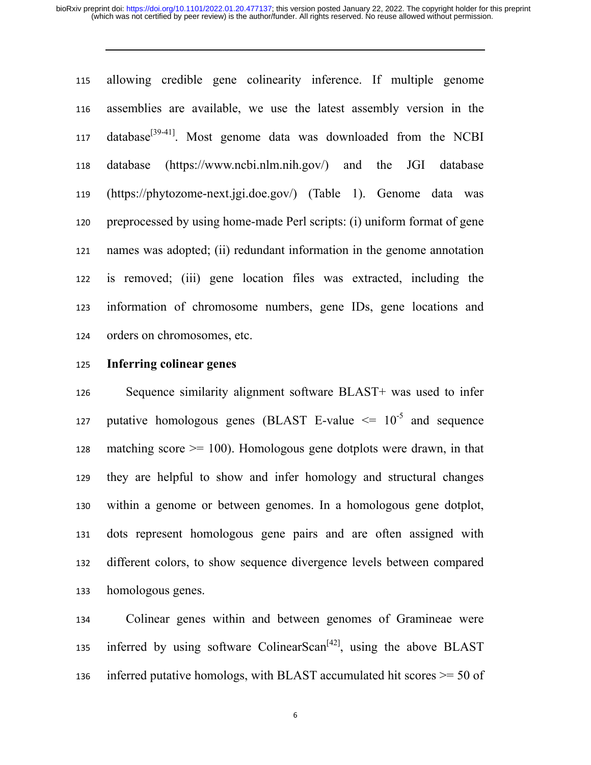allowing credible gene colinearity inference. If multiple genome assemblies are available, we use the latest assembly version in the database[39-41]. Most genome data was downloaded from the NCBI database (https://www.ncbi.nlm.nih.gov/) and the JGI database (https://phytozome-next.jgi.doe.gov/) (Table 1). Genome data was preprocessed by using home-made Perl scripts: (i) uniform format of gene names was adopted; (ii) redundant information in the genome annotation is removed; (iii) gene location files was extracted, including the information of chromosome numbers, gene IDs, gene locations and orders on chromosomes, etc.

**Inferring colinear genes**

Sequence similarity alignment software BLAST+ was used to infer putative homologous genes (BLAST E-value <= $10^{-5}$ and sequence matching score >= 100). Homologous gene dotplots were drawn, in that they are helpful to show and infer homology and structural changes within a genome or between genomes. In a homologous gene dotplot, dots represent homologous gene pairs and are often assigned with different colors, to show sequence divergence levels between compared homologous genes.

Colinear genes within and between genomes of Gramineae were inferred by using software ColinearScan[42], using the above BLAST inferred putative homologs, with BLAST accumulated hit scores >= 50 of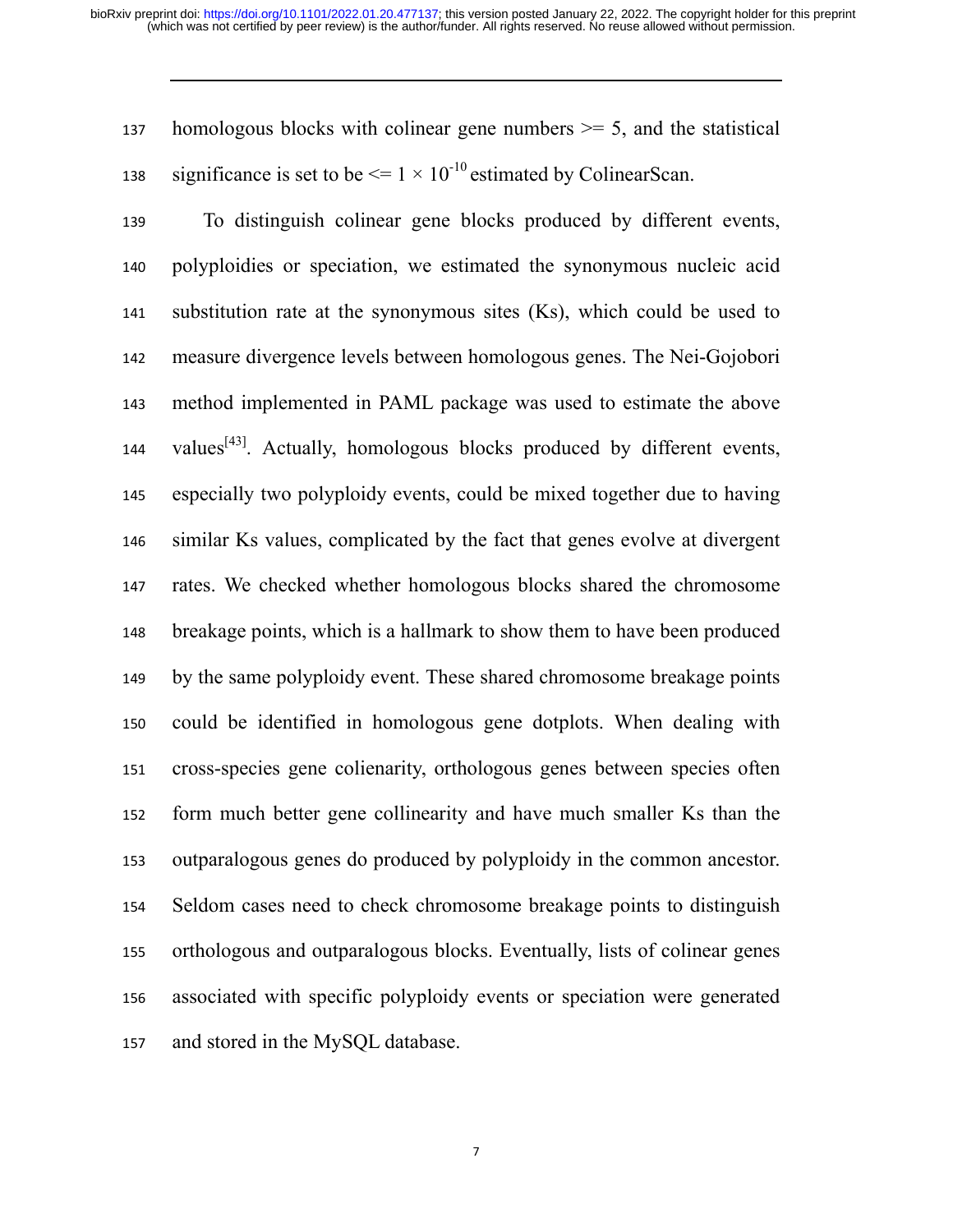homologous blocks with colinear gene numbers >= 5, and the statistical significance is set to be <= $1 \times 10^{-10}$ estimated by ColinearScan.

To distinguish colinear gene blocks produced by different events, polyploidies or speciation, we estimated the synonymous nucleic acid substitution rate at the synonymous sites (Ks), which could be used to measure divergence levels between homologous genes. The Nei-Gojobori method implemented in PAML package was used to estimate the above values[43]. Actually, homologous blocks produced by different events, especially two polyploidy events, could be mixed together due to having similar Ks values, complicated by the fact that genes evolve at divergent rates. We checked whether homologous blocks shared the chromosome breakage points, which is a hallmark to show them to have been produced by the same polyploidy event. These shared chromosome breakage points could be identified in homologous gene dotplots. When dealing with cross-species gene colienarity, orthologous genes between species often form much better gene collinearity and have much smaller Ks than the outparalogous genes do produced by polyploidy in the common ancestor. Seldom cases need to check chromosome breakage points to distinguish orthologous and outparalogous blocks. Eventually, lists of colinear genes associated with specific polyploidy events or speciation were generated and stored in the MySQL database.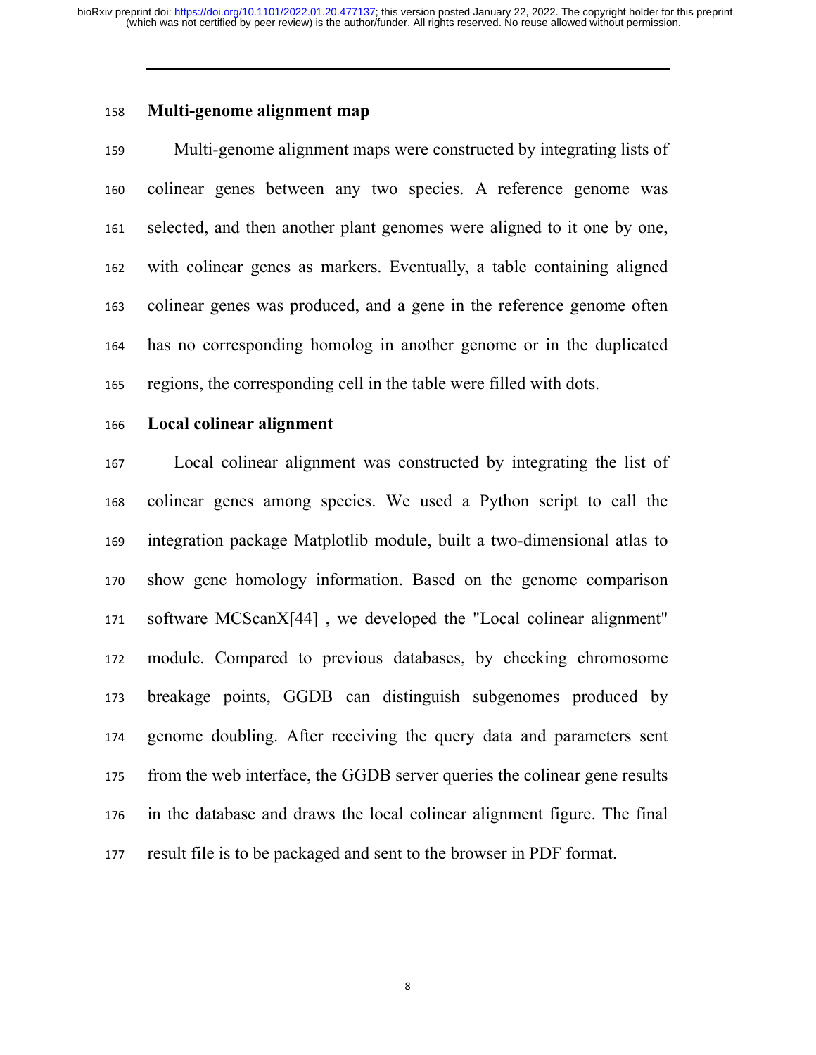## Multi-genome alignment map

Multi-genome alignment maps were constructed by integrating lists of colinear genes between any two species. A reference genome was selected, and then another plant genomes were aligned to it one by one, with colinear genes as markers. Eventually, a table containing aligned colinear genes was produced, and a gene in the reference genome often has no corresponding homolog in another genome or in the duplicated regions, the corresponding cell in the table were filled with dots.

## Local colinear alignment

Local colinear alignment was constructed by integrating the list of colinear genes among species. We used a Python script to call the integration package Matplotlib module, built a two-dimensional atlas to show gene homology information. Based on the genome comparison software MCScanX[44] , we developed the "Local colinear alignment" module. Compared to previous databases, by checking chromosome breakage points, GGDB can distinguish subgenomes produced by genome doubling. After receiving the query data and parameters sent from the web interface, the GGDB server queries the colinear gene results in the database and draws the local colinear alignment figure. The final result file is to be packaged and sent to the browser in PDF format.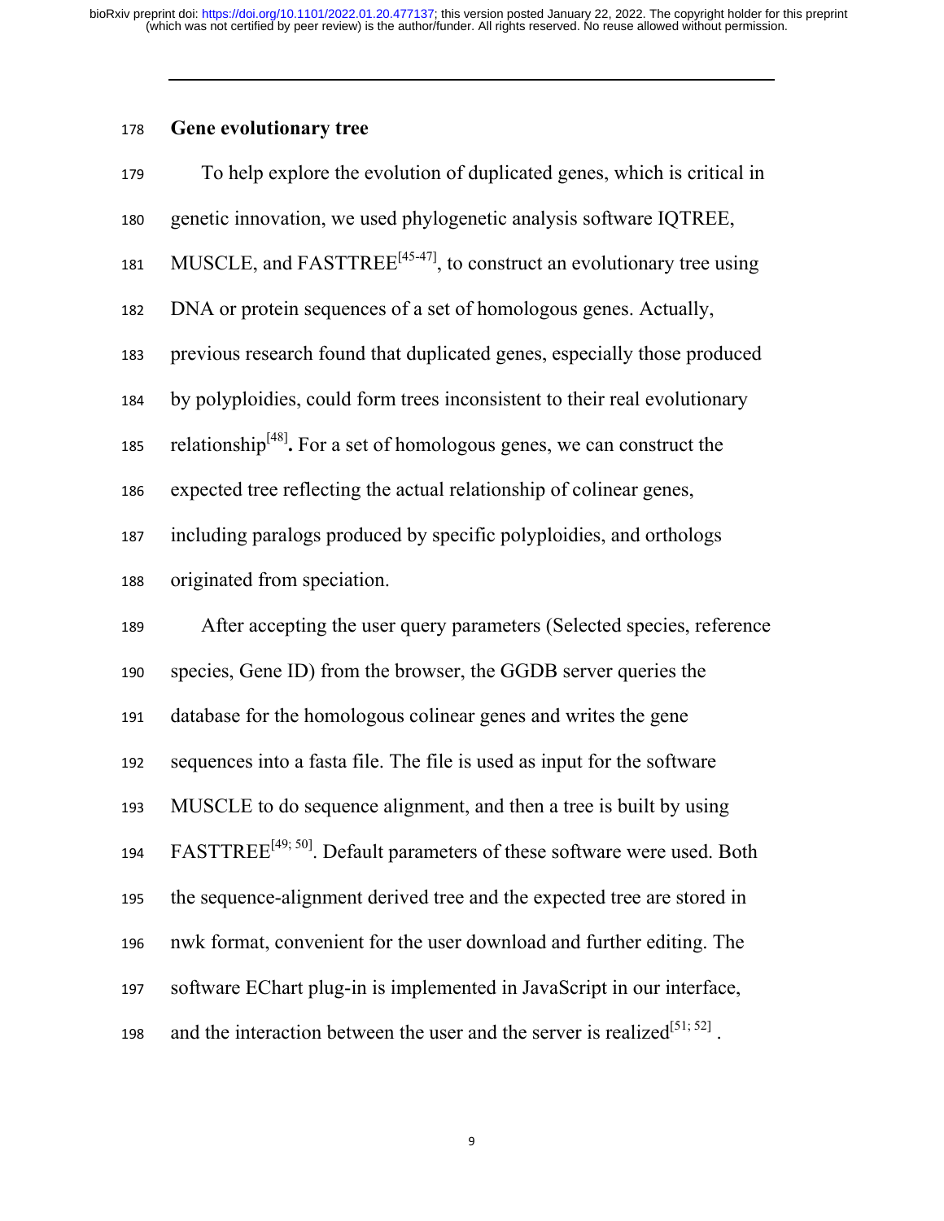## Gene evolutionary tree

To help explore the evolution of duplicated genes, which is critical in genetic innovation, we used phylogenetic analysis software IQTREE, MUSCLE, and FASTTREE[45-47], to construct an evolutionary tree using DNA or protein sequences of a set of homologous genes. Actually, previous research found that duplicated genes, especially those produced by polyploidies, could form trees inconsistent to their real evolutionary relationship[48]**.** For a set of homologous genes, we can construct the expected tree reflecting the actual relationship of colinear genes, including paralogs produced by specific polyploidies, and orthologs originated from speciation.

After accepting the user query parameters (Selected species, reference species, Gene ID) from the browser, the GGDB server queries the database for the homologous colinear genes and writes the gene sequences into a fasta file. The file is used as input for the software MUSCLE to do sequence alignment, and then a tree is built by using FASTTREE[49; 50]. Default parameters of these software were used. Both the sequence-alignment derived tree and the expected tree are stored in nwk format, convenient for the user download and further editing. The software EChart plug-in is implemented in JavaScript in our interface, and the interaction between the user and the server is realized[51; 52] .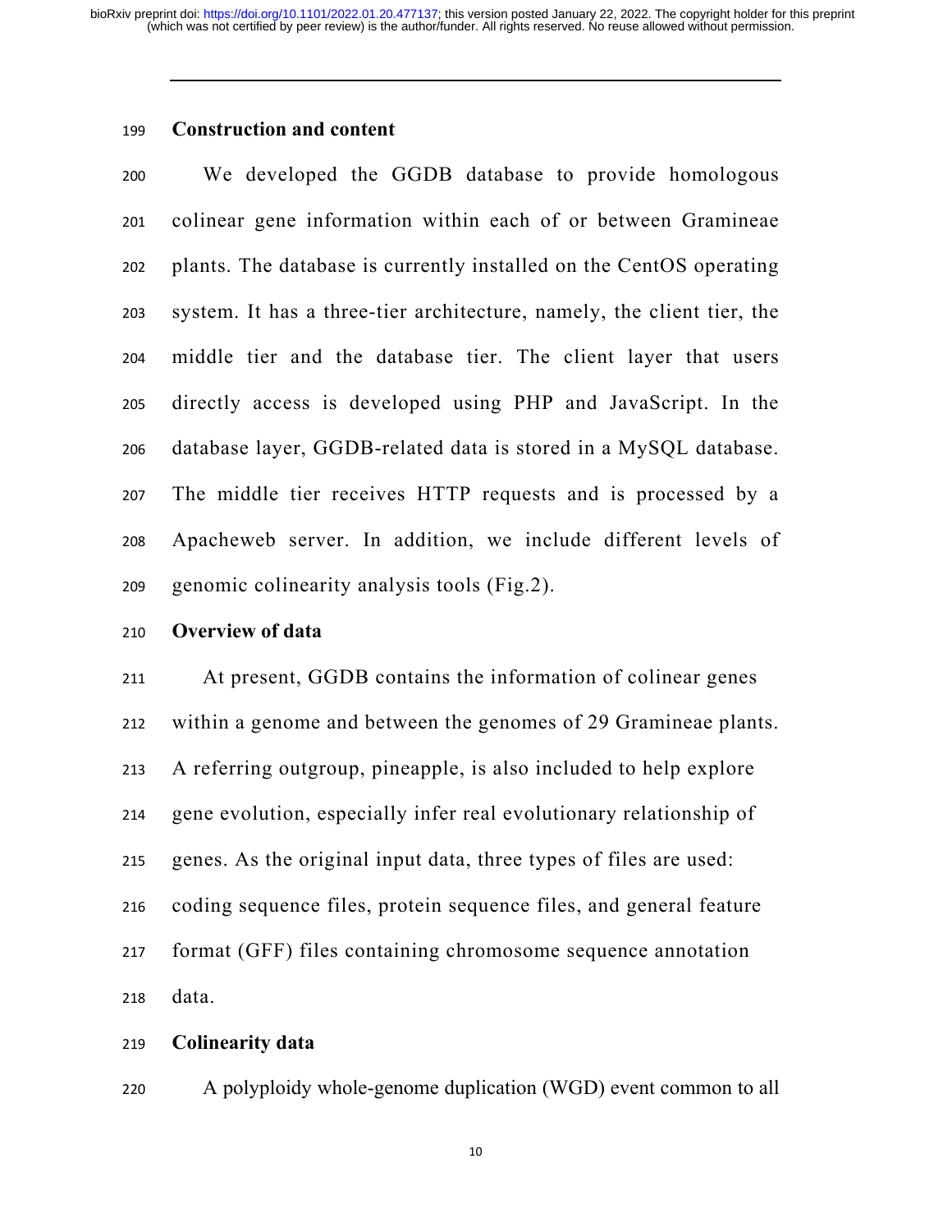## Construction and content

We developed the GGDB database to provide homologous colinear gene information within each of or between Gramineae plants. The database is currently installed on the CentOS operating system. It has a three-tier architecture, namely, the client tier, the middle tier and the database tier. The client layer that users directly access is developed using PHP and JavaScript. In the database layer, GGDB-related data is stored in a MySQL database. The middle tier receives HTTP requests and is processed by a Apacheweb server. In addition, we include different levels of genomic colinearity analysis tools (Fig.2).

## Overview of data

At present, GGDB contains the information of colinear genes within a genome and between the genomes of 29 Gramineae plants. A referring outgroup, pineapple, is also included to help explore gene evolution, especially infer real evolutionary relationship of genes. As the original input data, three types of files are used: coding sequence files, protein sequence files, and general feature format (GFF) files containing chromosome sequence annotation data.

## Colinearity data

A polyploidy whole-genome duplication (WGD) event common to all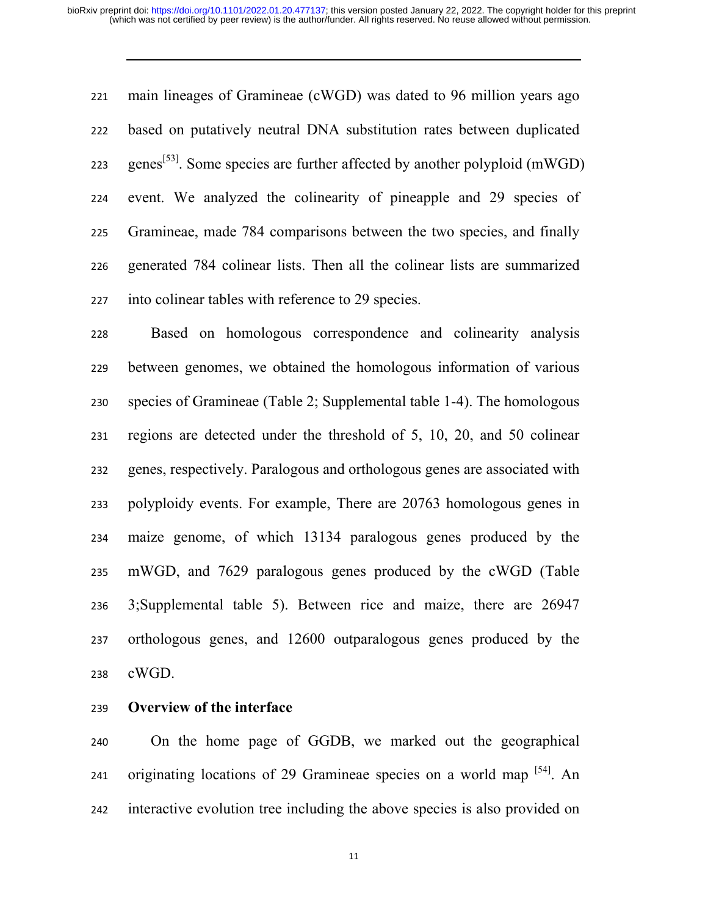main lineages of Gramineae (cWGD) was dated to 96 million years ago based on putatively neutral DNA substitution rates between duplicated genes[53]. Some species are further affected by another polyploid (mWGD) event. We analyzed the colinearity of pineapple and 29 species of Gramineae, made 784 comparisons between the two species, and finally generated 784 colinear lists. Then all the colinear lists are summarized into colinear tables with reference to 29 species.

Based on homologous correspondence and colinearity analysis between genomes, we obtained the homologous information of various species of Gramineae (Table 2; Supplemental table 1-4). The homologous regions are detected under the threshold of 5, 10, 20, and 50 colinear genes, respectively. Paralogous and orthologous genes are associated with polyploidy events. For example, There are 20763 homologous genes in maize genome, of which 13134 paralogous genes produced by the mWGD, and 7629 paralogous genes produced by the cWGD (Table 3;Supplemental table 5). Between rice and maize, there are 26947 orthologous genes, and 12600 outparalogous genes produced by the cWGD.

**Overview of the interface**

On the home page of GGDB, we marked out the geographical originating locations of 29 Gramineae species on a world map [54]. An interactive evolution tree including the above species is also provided on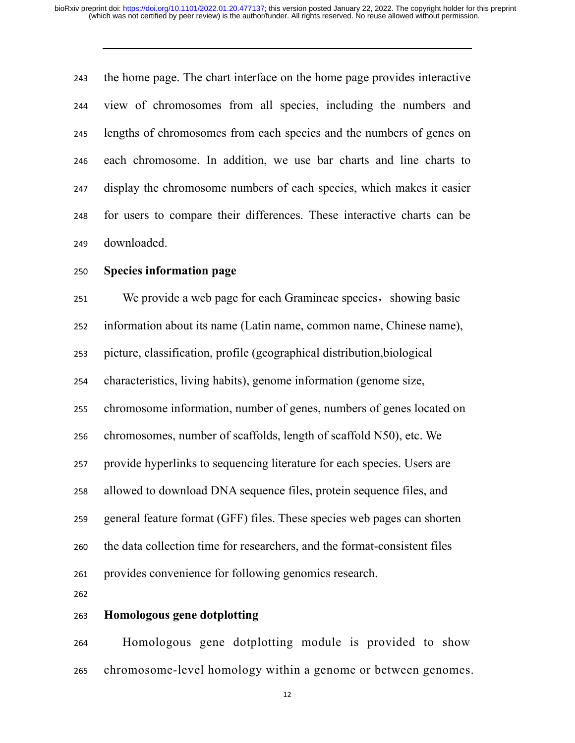the home page. The chart interface on the home page provides interactive view of chromosomes from all species, including the numbers and lengths of chromosomes from each species and the numbers of genes on each chromosome. In addition, we use bar charts and line charts to display the chromosome numbers of each species, which makes it easier for users to compare their differences. These interactive charts can be downloaded.

### Species information page

We provide a web page for each Gramineae species，showing basic information about its name (Latin name, common name, Chinese name), picture, classification, profile (geographical distribution,biological characteristics, living habits), genome information (genome size, chromosome information, number of genes, numbers of genes located on chromosomes, number of scaffolds, length of scaffold N50), etc. We provide hyperlinks to sequencing literature for each species. Users are allowed to download DNA sequence files, protein sequence files, and general feature format (GFF) files. These species web pages can shorten the data collection time for researchers, and the format-consistent files provides convenience for following genomics research.

### Homologous gene dotplotting

Homologous gene dotplotting module is provided to show chromosome-level homology within a genome or between genomes.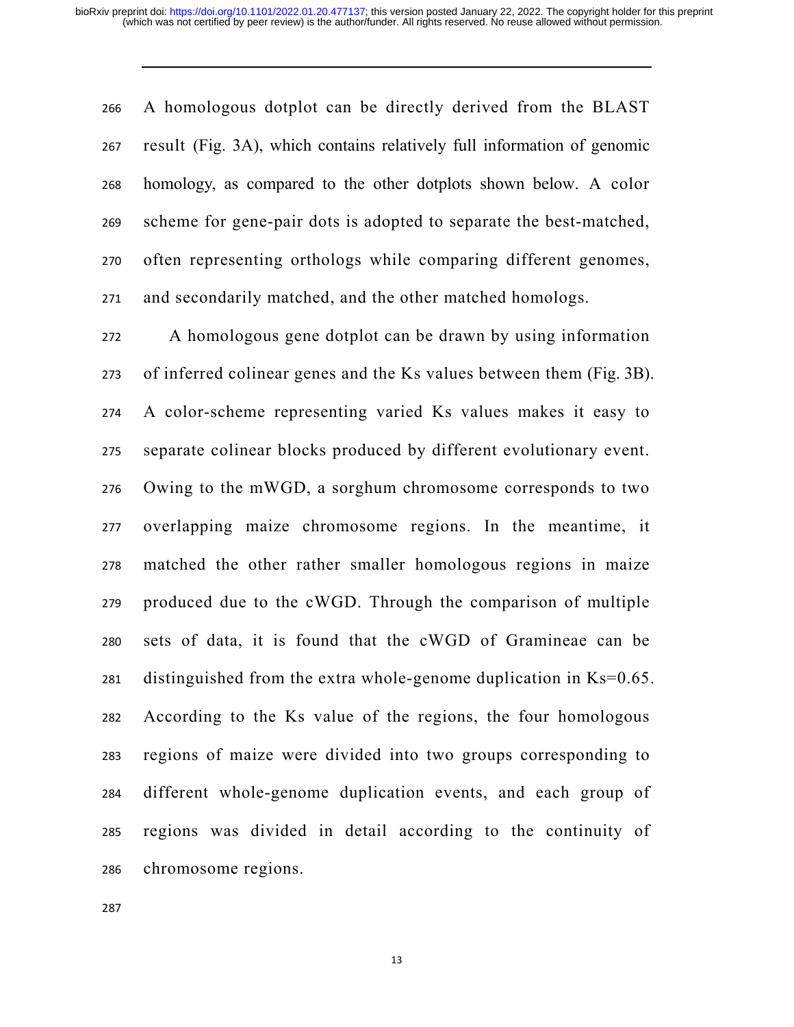A homologous dotplot can be directly derived from the BLAST result (Fig. 3A), which contains relatively full information of genomic homology, as compared to the other dotplots shown below. A color scheme for gene-pair dots is adopted to separate the best-matched, often representing orthologs while comparing different genomes, and secondarily matched, and the other matched homologs.

A homologous gene dotplot can be drawn by using information of inferred colinear genes and the Ks values between them (Fig. 3B). A color-scheme representing varied Ks values makes it easy to separate colinear blocks produced by different evolutionary event. Owing to the mWGD, a sorghum chromosome corresponds to two overlapping maize chromosome regions. In the meantime, it matched the other rather smaller homologous regions in maize produced due to the cWGD. Through the comparison of multiple sets of data, it is found that the cWGD of Gramineae can be distinguished from the extra whole-genome duplication in Ks=0.65. According to the Ks value of the regions, the four homologous regions of maize were divided into two groups corresponding to different whole-genome duplication events, and each group of regions was divided in detail according to the continuity of chromosome regions.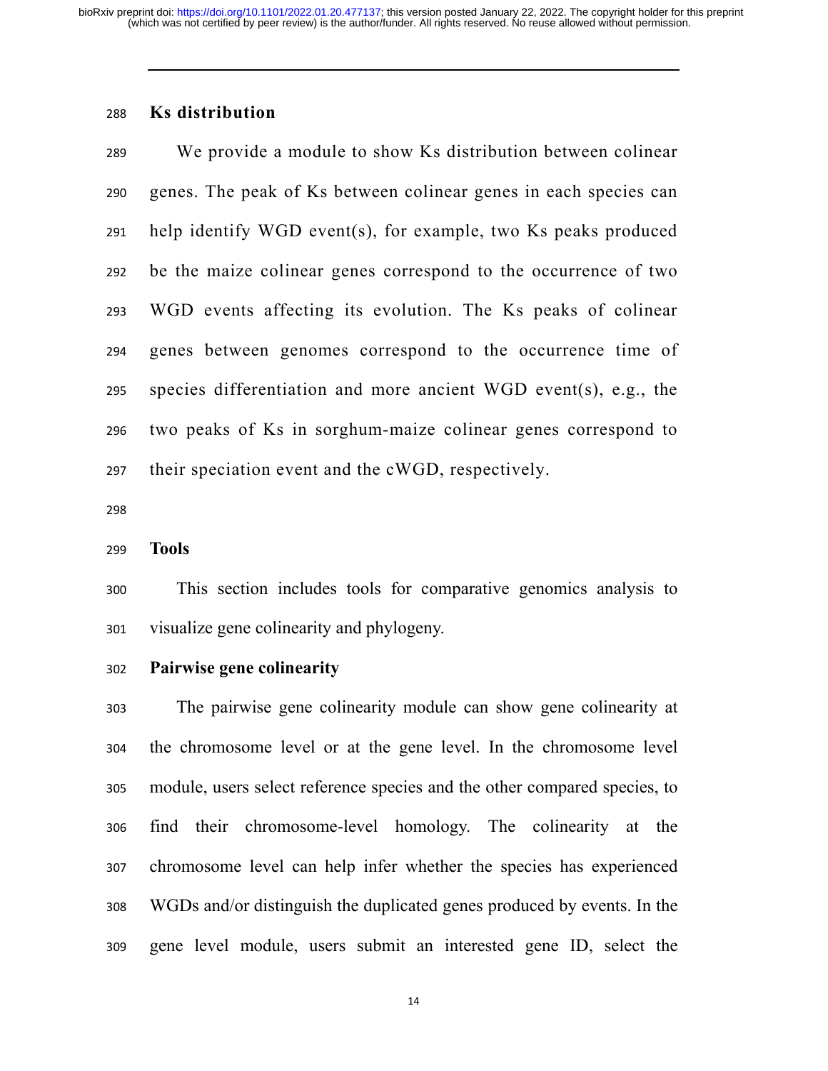## Ks distribution

We provide a module to show Ks distribution between colinear genes. The peak of Ks between colinear genes in each species can help identify WGD event(s), for example, two Ks peaks produced be the maize colinear genes correspond to the occurrence of two WGD events affecting its evolution. The Ks peaks of colinear genes between genomes correspond to the occurrence time of species differentiation and more ancient WGD event(s), e.g., the two peaks of Ks in sorghum-maize colinear genes correspond to their speciation event and the cWGD, respectively.

## Tools

This section includes tools for comparative genomics analysis to visualize gene colinearity and phylogeny.

### Pairwise gene colinearity

The pairwise gene colinearity module can show gene colinearity at the chromosome level or at the gene level. In the chromosome level module, users select reference species and the other compared species, to find their chromosome-level homology. The colinearity at the chromosome level can help infer whether the species has experienced WGDs and/or distinguish the duplicated genes produced by events. In the gene level module, users submit an interested gene ID, select the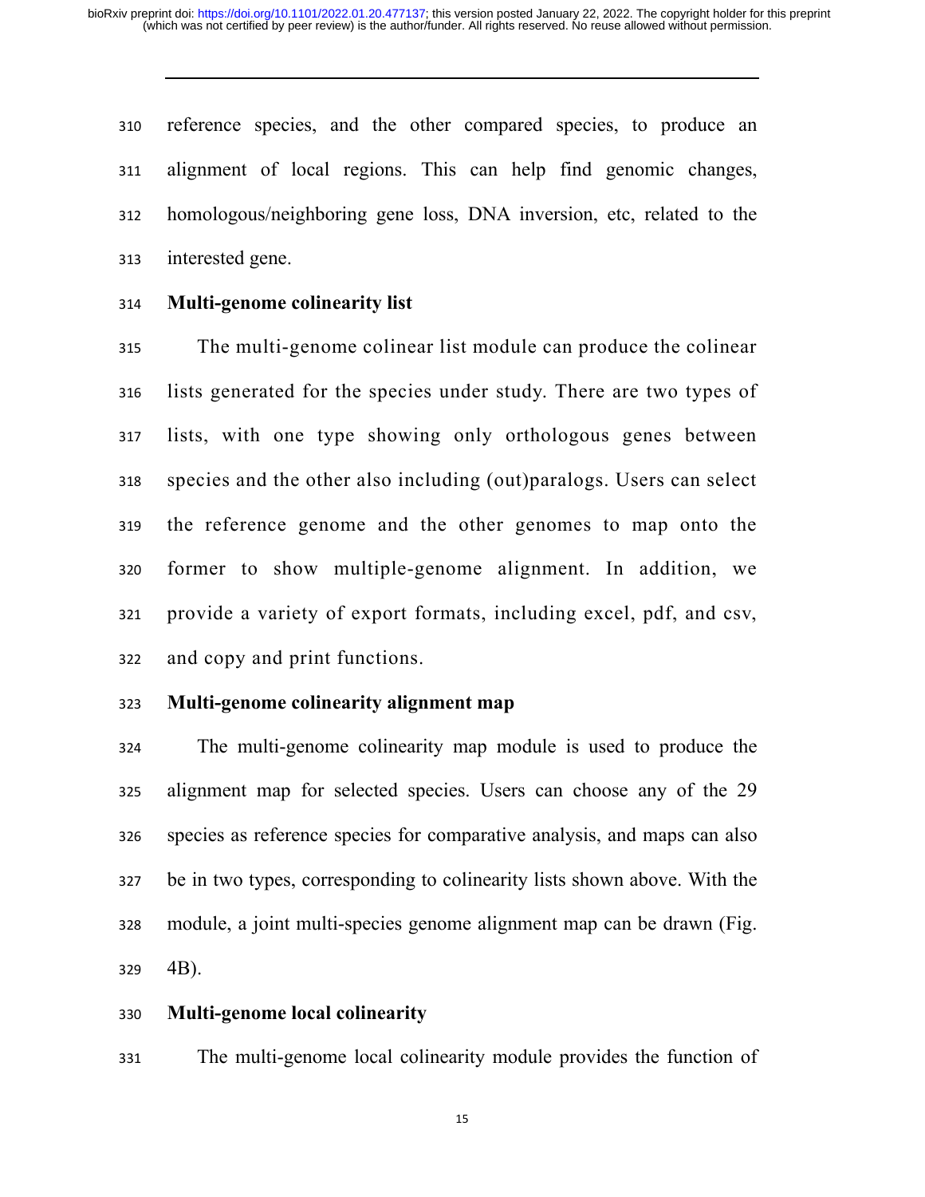reference species, and the other compared species, to produce an alignment of local regions. This can help find genomic changes, homologous/neighboring gene loss, DNA inversion, etc, related to the interested gene.

### Multi-genome colinearity list

The multi-genome colinear list module can produce the colinear lists generated for the species under study. There are two types of lists, with one type showing only orthologous genes between species and the other also including (out)paralogs. Users can select the reference genome and the other genomes to map onto the former to show multiple-genome alignment. In addition, we provide a variety of export formats, including excel, pdf, and csv, and copy and print functions.

### Multi-genome colinearity alignment map

The multi-genome colinearity map module is used to produce the alignment map for selected species. Users can choose any of the 29 species as reference species for comparative analysis, and maps can also be in two types, corresponding to colinearity lists shown above. With the module, a joint multi-species genome alignment map can be drawn (Fig. 4B).

### Multi-genome local colinearity

The multi-genome local colinearity module provides the function of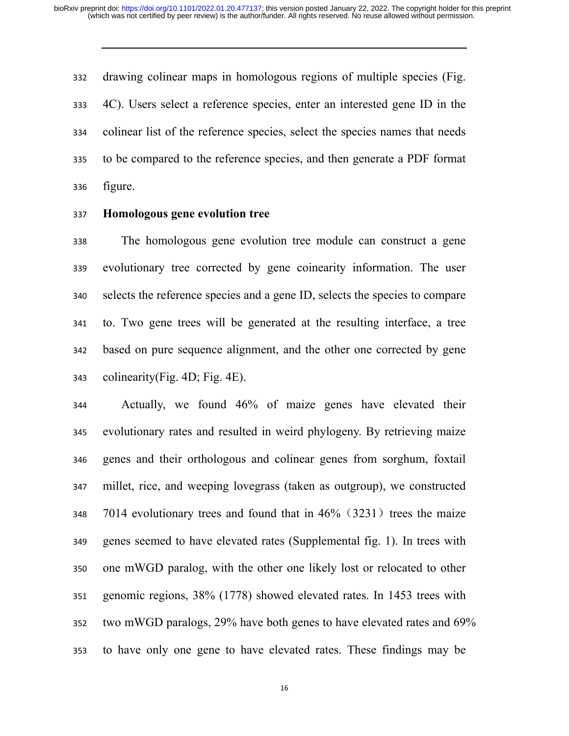drawing colinear maps in homologous regions of multiple species (Fig. 4C). Users select a reference species, enter an interested gene ID in the colinear list of the reference species, select the species names that needs to be compared to the reference species, and then generate a PDF format figure.

**Homologous gene evolution tree**

The homologous gene evolution tree module can construct a gene evolutionary tree corrected by gene coinearity information. The user selects the reference species and a gene ID, selects the species to compare to. Two gene trees will be generated at the resulting interface, a tree based on pure sequence alignment, and the other one corrected by gene colinearity(Fig. 4D; Fig. 4E).

Actually, we found 46% of maize genes have elevated their evolutionary rates and resulted in weird phylogeny. By retrieving maize genes and their orthologous and colinear genes from sorghum, foxtail millet, rice, and weeping lovegrass (taken as outgroup), we constructed 7014 evolutionary trees and found that in 46%（3231）trees the maize genes seemed to have elevated rates (Supplemental fig. 1). In trees with one mWGD paralog, with the other one likely lost or relocated to other genomic regions, 38% (1778) showed elevated rates. In 1453 trees with two mWGD paralogs, 29% have both genes to have elevated rates and 69% to have only one gene to have elevated rates. These findings may be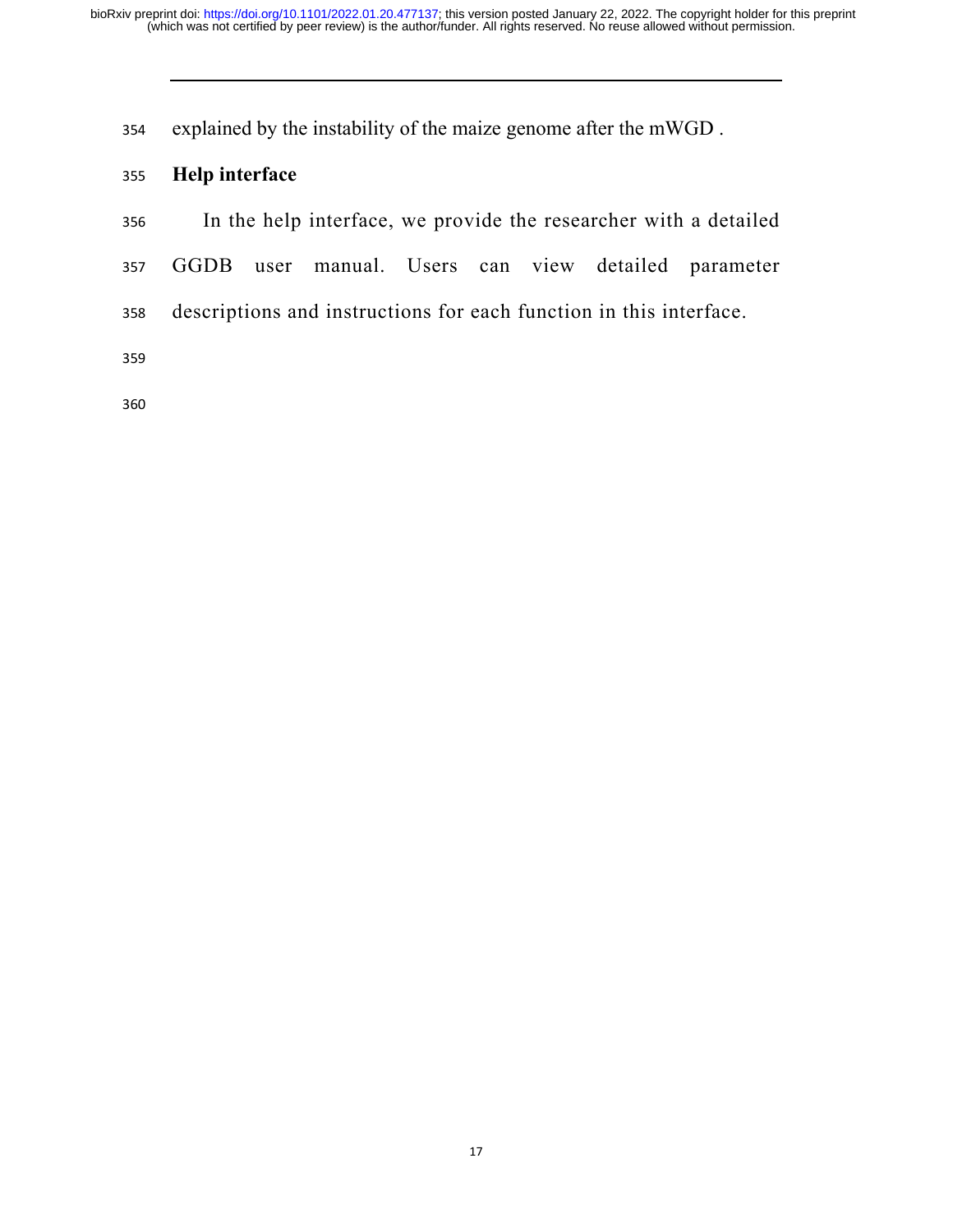explained by the instability of the maize genome after the mWGD .

### Help interface

In the help interface, we provide the researcher with a detailed GGDB user manual. Users can view detailed parameter descriptions and instructions for each function in this interface.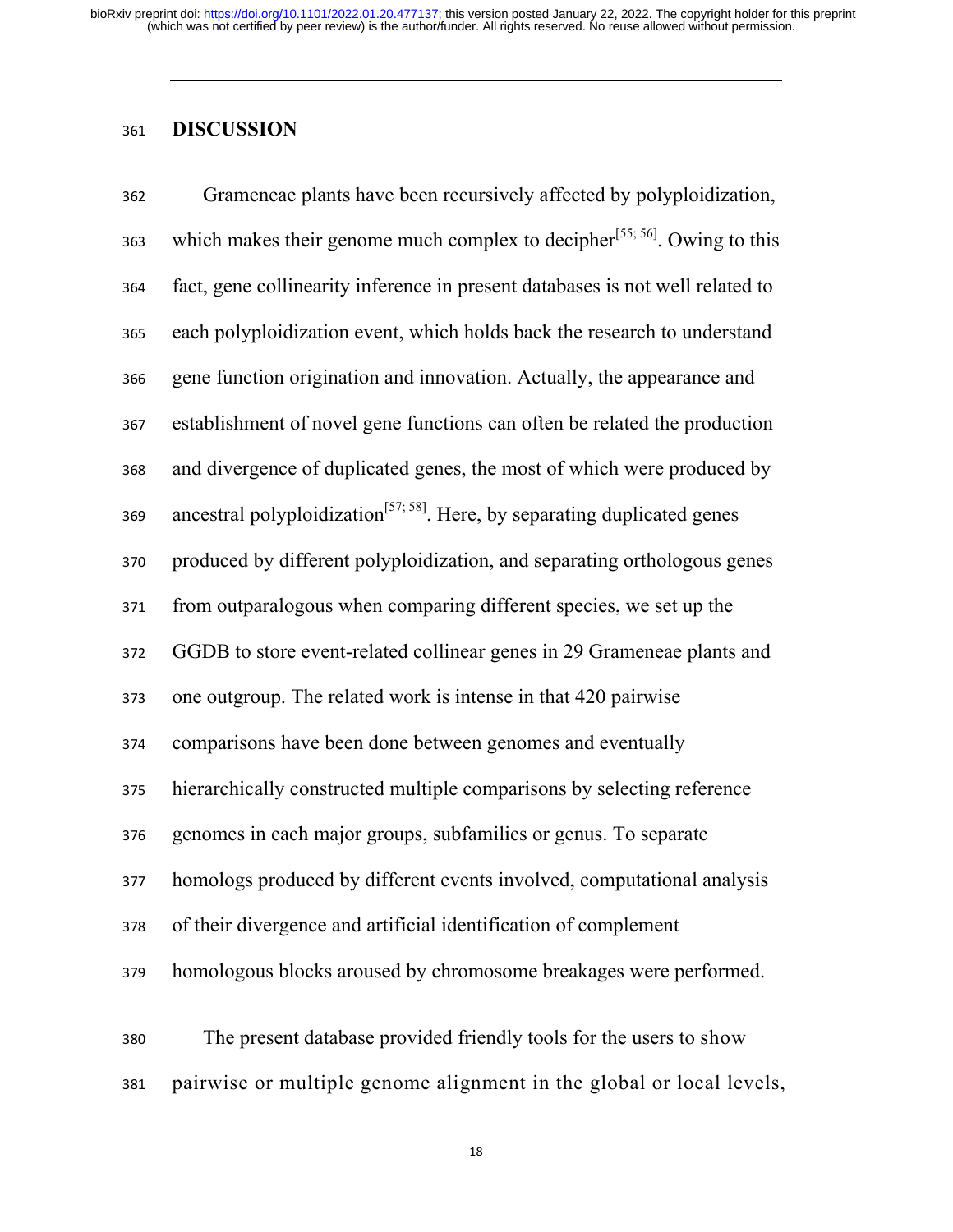## DISCUSSION

Grameneae plants have been recursively affected by polyploidization, which makes their genome much complex to decipher[55; 56]. Owing to this fact, gene collinearity inference in present databases is not well related to each polyploidization event, which holds back the research to understand gene function origination and innovation. Actually, the appearance and establishment of novel gene functions can often be related the production and divergence of duplicated genes, the most of which were produced by ancestral polyploidization[57; 58]. Here, by separating duplicated genes produced by different polyploidization, and separating orthologous genes from outparalogous when comparing different species, we set up the GGDB to store event-related collinear genes in 29 Grameneae plants and one outgroup. The related work is intense in that 420 pairwise comparisons have been done between genomes and eventually hierarchically constructed multiple comparisons by selecting reference genomes in each major groups, subfamilies or genus. To separate homologs produced by different events involved, computational analysis of their divergence and artificial identification of complement homologous blocks aroused by chromosome breakages were performed.

The present database provided friendly tools for the users to show pairwise or multiple genome alignment in the global or local levels,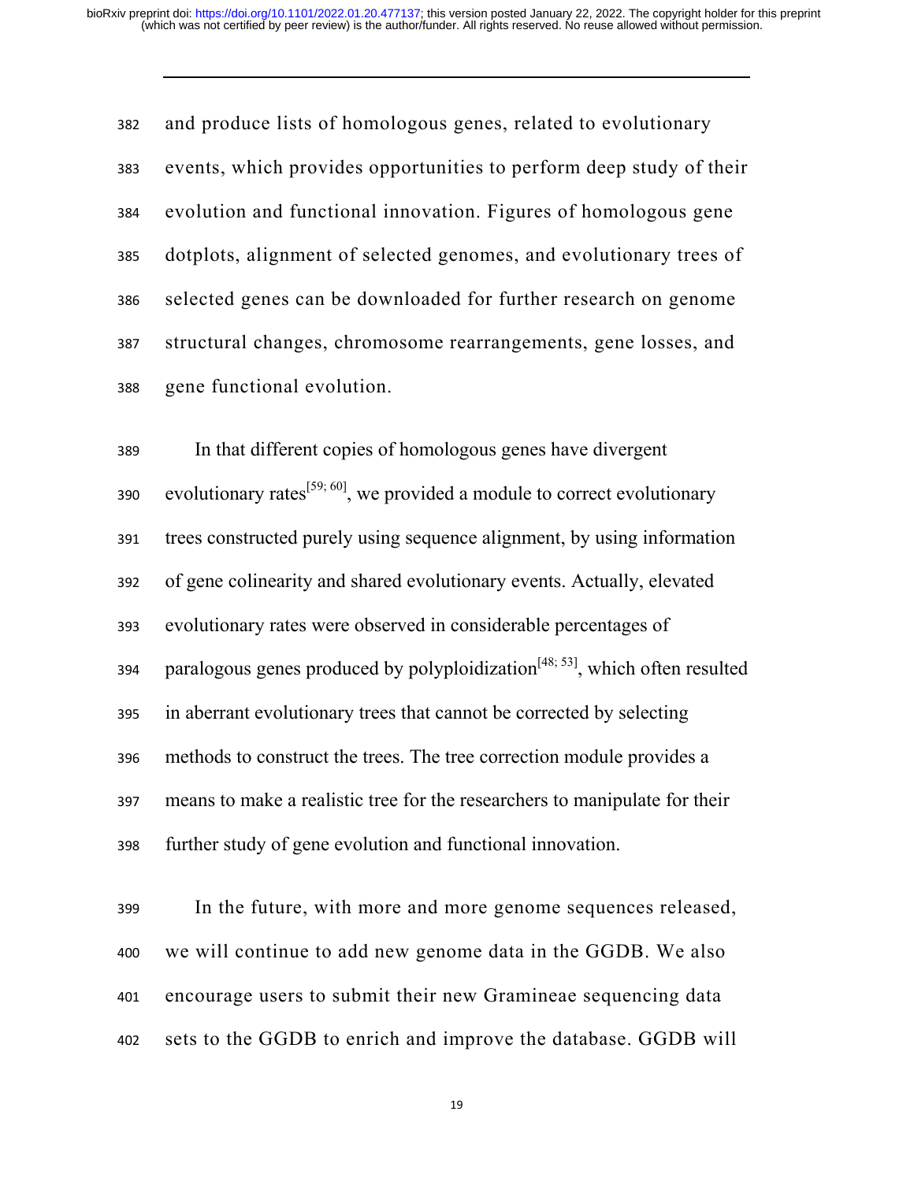and produce lists of homologous genes, related to evolutionary events, which provides opportunities to perform deep study of their evolution and functional innovation. Figures of homologous gene dotplots, alignment of selected genomes, and evolutionary trees of selected genes can be downloaded for further research on genome structural changes, chromosome rearrangements, gene losses, and gene functional evolution.

In that different copies of homologous genes have divergent evolutionary rates[59; 60], we provided a module to correct evolutionary trees constructed purely using sequence alignment, by using information of gene colinearity and shared evolutionary events. Actually, elevated evolutionary rates were observed in considerable percentages of paralogous genes produced by polyploidization[48; 53], which often resulted in aberrant evolutionary trees that cannot be corrected by selecting methods to construct the trees. The tree correction module provides a means to make a realistic tree for the researchers to manipulate for their further study of gene evolution and functional innovation.

In the future, with more and more genome sequences released, we will continue to add new genome data in the GGDB. We also encourage users to submit their new Gramineae sequencing data sets to the GGDB to enrich and improve the database. GGDB will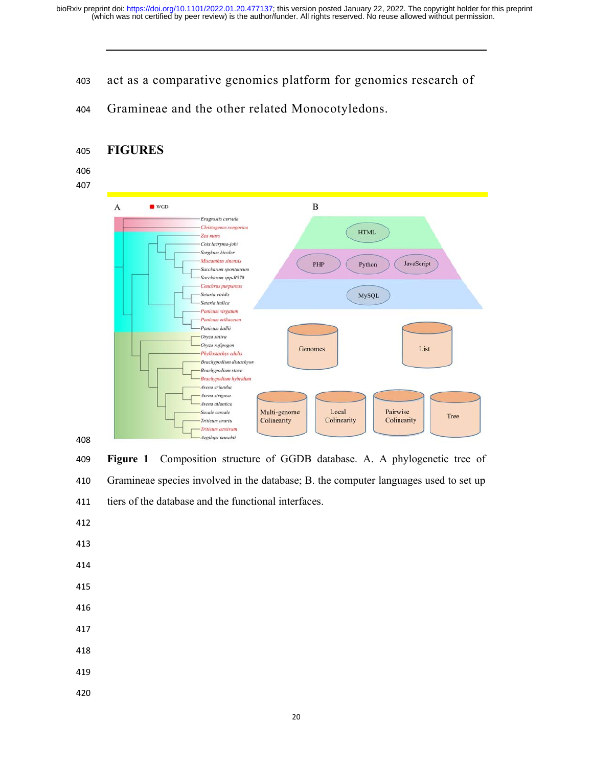act as a comparative genomics platform for genomics research of Gramineae and the other related Monocotyledons.

## FIGURES

**Figure 1** Composition structure of GGDB database. A. A phylogenetic tree of Gramineae species involved in the database; B. the computer languages used to set up tiers of the database and the functional interfaces.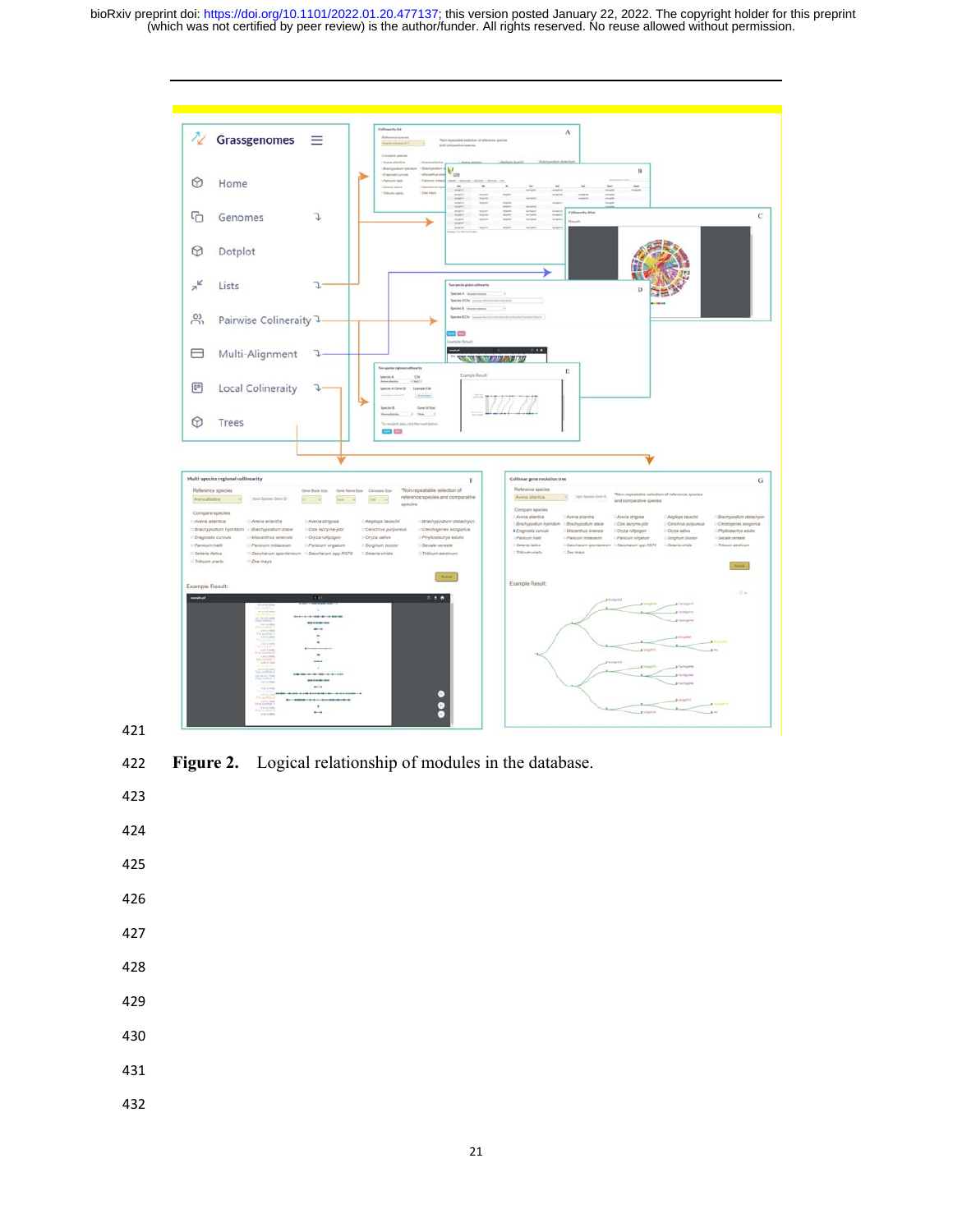**Figure 2.** Logical relationship of modules in the database.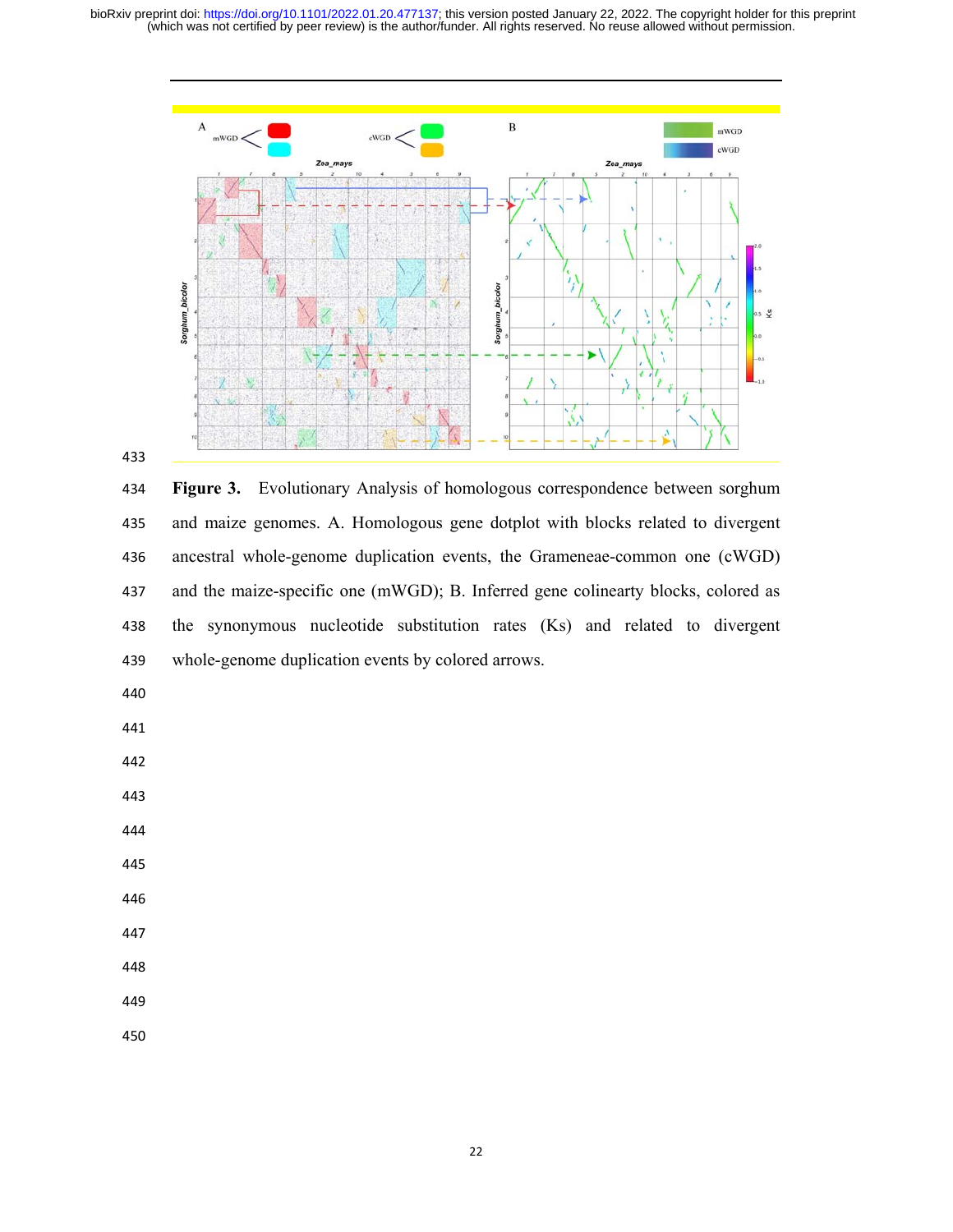**Figure 3.** Evolutionary Analysis of homologous correspondence between sorghum and maize genomes. A. Homologous gene dotplot with blocks related to divergent ancestral whole-genome duplication events, the Grameneae-common one (cWGD) and the maize-specific one (mWGD); B. Inferred gene colinearty blocks, colored as the synonymous nucleotide substitution rates (Ks) and related to divergent whole-genome duplication events by colored arrows.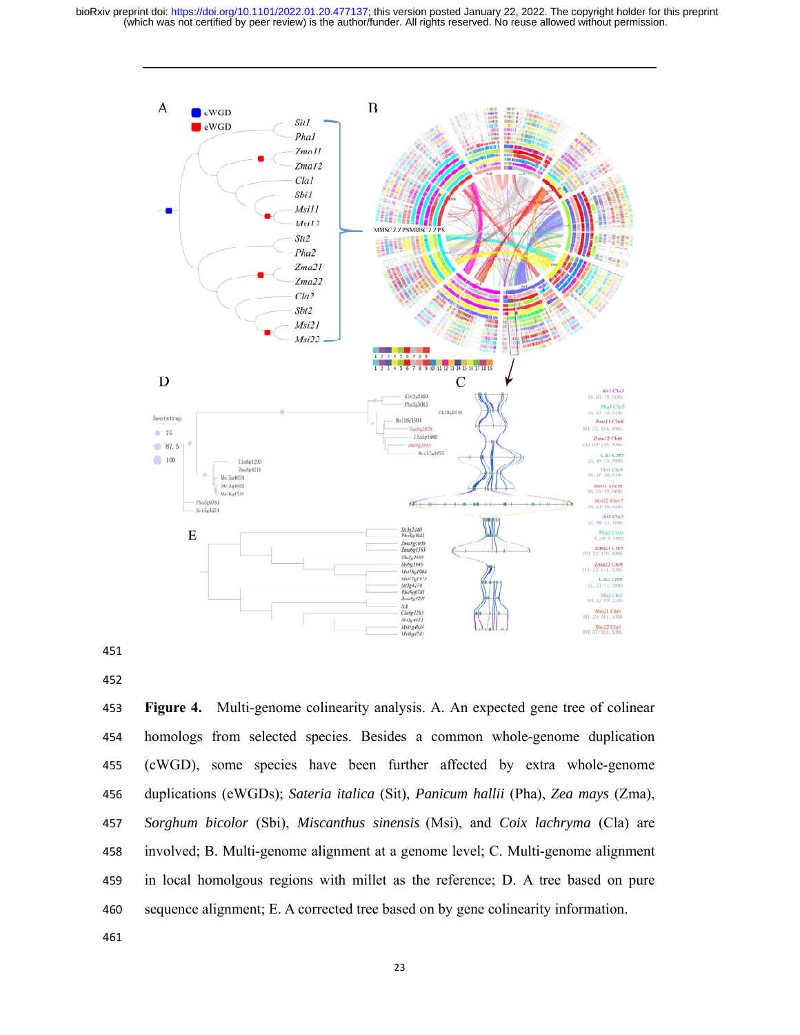**Figure 4.** Multi-genome colinearity analysis. A. An expected gene tree of colinear homologs from selected species. Besides a common whole-genome duplication (cWGD), some species have been further affected by extra whole-genome duplications (eWGDs); *Sateria italica* (Sit), *Panicum hallii* (Pha), *Zea mays* (Zma), *Sorghum bicolor* (Sbi), *Miscanthus sinensis* (Msi), and *Coix lachryma* (Cla) are involved; B. Multi-genome alignment at a genome level; C. Multi-genome alignment in local homolgous regions with millet as the reference; D. A tree based on pure sequence alignment; E. A corrected tree based on by gene colinearity information.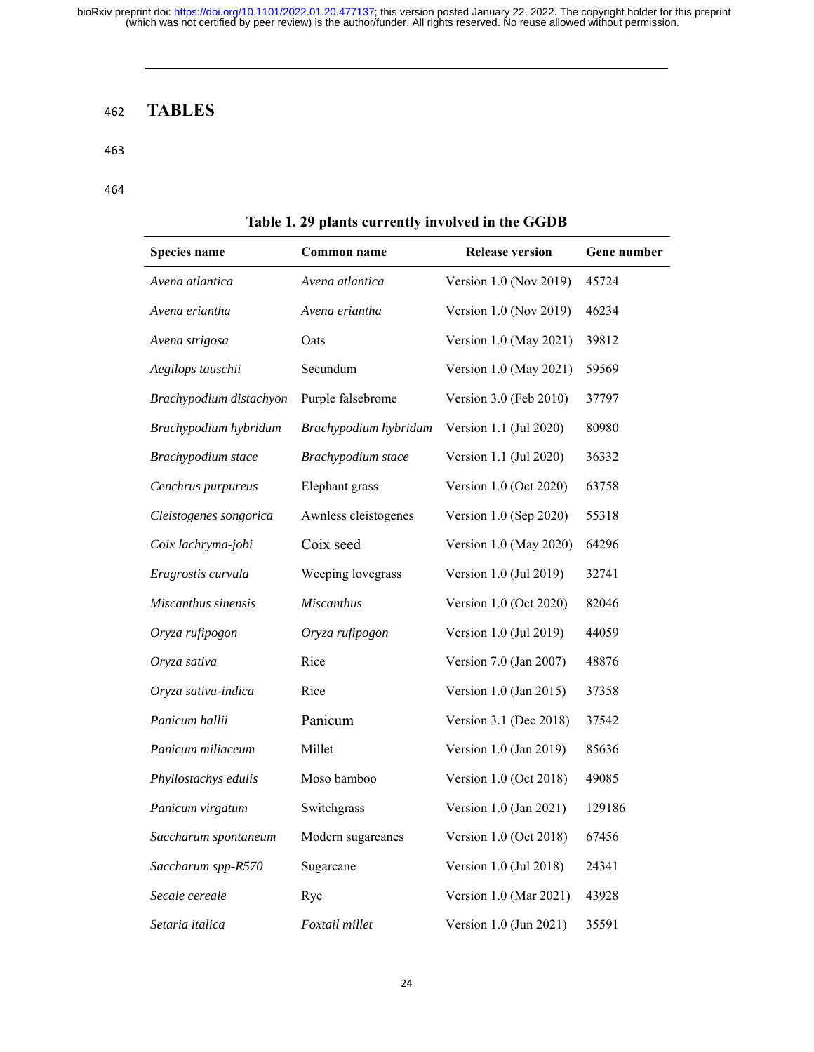# TABLES

**Table 1. 29 plants currently involved in the GGDB**

| Species name | Common name | Release version | Gene number |
|---|---|---|---|
| *Avena atlantica* | *Avena atlantica* | Version 1.0 (Nov 2019) | 45724 |
| *Avena eriantha* | *Avena eriantha* | Version 1.0 (Nov 2019) | 46234 |
| *Avena strigosa* | Oats | Version 1.0 (May 2021) | 39812 |
| *Aegilops tauschii* | Secundum | Version 1.0 (May 2021) | 59569 |
| *Brachypodium distachyon* | Purple falsebrome | Version 3.0 (Feb 2010) | 37797 |
| *Brachypodium hybridum* | *Brachypodium hybridum* | Version 1.1 (Jul 2020) | 80980 |
| *Brachypodium stace* | *Brachypodium stace* | Version 1.1 (Jul 2020) | 36332 |
| *Cenchrus purpureus* | Elephant grass | Version 1.0 (Oct 2020) | 63758 |
| *Cleistogenes songorica* | Awnless cleistogenes | Version 1.0 (Sep 2020) | 55318 |
| *Coix lachryma-jobi* | Coix seed | Version 1.0 (May 2020) | 64296 |
| *Eragrostis curvula* | Weeping lovegrass | Version 1.0 (Jul 2019) | 32741 |
| *Miscanthus sinensis* | *Miscanthus* | Version 1.0 (Oct 2020) | 82046 |
| *Oryza rufipogon* | *Oryza rufipogon* | Version 1.0 (Jul 2019) | 44059 |
| *Oryza sativa* | Rice | Version 7.0 (Jan 2007) | 48876 |
| *Oryza sativa-indica* | Rice | Version 1.0 (Jan 2015) | 37358 |
| *Panicum hallii* | Panicum | Version 3.1 (Dec 2018) | 37542 |
| *Panicum miliaceum* | Millet | Version 1.0 (Jan 2019) | 85636 |
| *Phyllostachys edulis* | Moso bamboo | Version 1.0 (Oct 2018) | 49085 |
| *Panicum virgatum* | Switchgrass | Version 1.0 (Jan 2021) | 129186 |
| *Saccharum spontaneum* | Modern sugarcanes | Version 1.0 (Oct 2018) | 67456 |
| *Saccharum spp-R570* | Sugarcane | Version 1.0 (Jul 2018) | 24341 |
| *Secale cereale* | Rye | Version 1.0 (Mar 2021) | 43928 |
| *Setaria italica* | *Foxtail millet* | Version 1.0 (Jun 2021) | 35591 |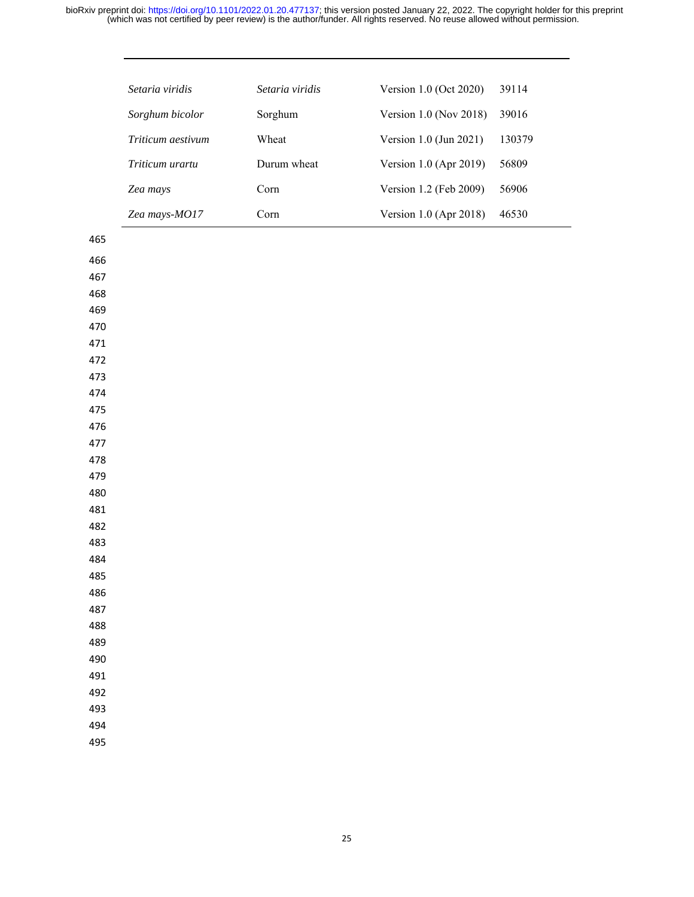| | | | |
|---|---|---|---|
| *Setaria viridis* | *Setaria viridis* | Version 1.0 (Oct 2020) | 39114 |
| *Sorghum bicolor* | Sorghum | Version 1.0 (Nov 2018) | 39016 |
| *Triticum aestivum* | Wheat | Version 1.0 (Jun 2021) | 130379 |
| *Triticum urartu* | Durum wheat | Version 1.0 (Apr 2019) | 56809 |
| *Zea mays* | Corn | Version 1.2 (Feb 2009) | 56906 |
| *Zea mays-MO17* | Corn | Version 1.0 (Apr 2018) | 46530 |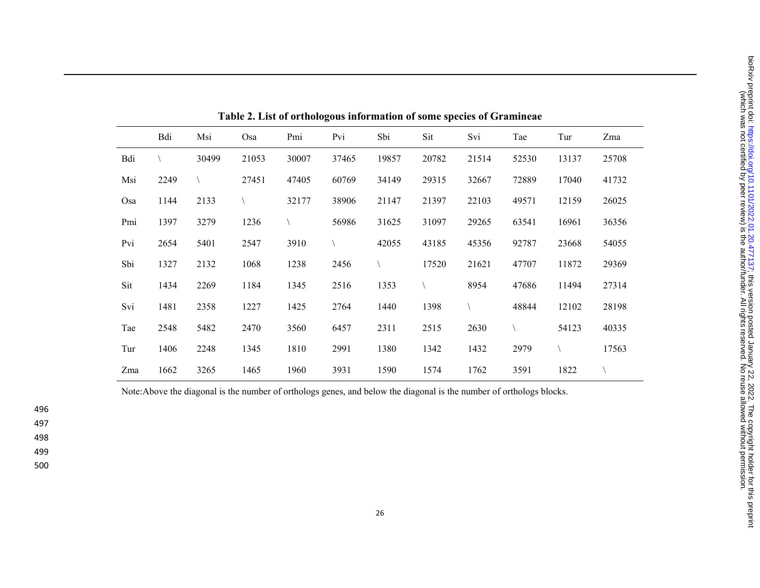**Table 2. List of orthologous information of some species of Gramineae**

| | Bdi | Msi | Osa | Pmi | Pvi | Sbi | Sit | Svi | Tae | Tur | Zma |
|---|---|---|---|---|---|---|---|---|---|---|---|
| Bdi | \ | 30499 | 21053 | 30007 | 37465 | 19857 | 20782 | 21514 | 52530 | 13137 | 25708 |
| Msi | 2249 | \ | 27451 | 47405 | 60769 | 34149 | 29315 | 32667 | 72889 | 17040 | 41732 |
| Osa | 1144 | 2133 | \ | 32177 | 38906 | 21147 | 21397 | 22103 | 49571 | 12159 | 26025 |
| Pmi | 1397 | 3279 | 1236 | \ | 56986 | 31625 | 31097 | 29265 | 63541 | 16961 | 36356 |
| Pvi | 2654 | 5401 | 2547 | 3910 | \ | 42055 | 43185 | 45356 | 92787 | 23668 | 54055 |
| Sbi | 1327 | 2132 | 1068 | 1238 | 2456 | \ | 17520 | 21621 | 47707 | 11872 | 29369 |
| Sit | 1434 | 2269 | 1184 | 1345 | 2516 | 1353 | \ | 8954 | 47686 | 11494 | 27314 |
| Svi | 1481 | 2358 | 1227 | 1425 | 2764 | 1440 | 1398 | \ | 48844 | 12102 | 28198 |
| Tae | 2548 | 5482 | 2470 | 3560 | 6457 | 2311 | 2515 | 2630 | \ | 54123 | 40335 |
| Tur | 1406 | 2248 | 1345 | 1810 | 2991 | 1380 | 1342 | 1432 | 2979 | \ | 17563 |
| Zma | 1662 | 3265 | 1465 | 1960 | 3931 | 1590 | 1574 | 1762 | 3591 | 1822 | \ |

Note:Above the diagonal is the number of orthologs genes, and below the diagonal is the number of orthologs blocks.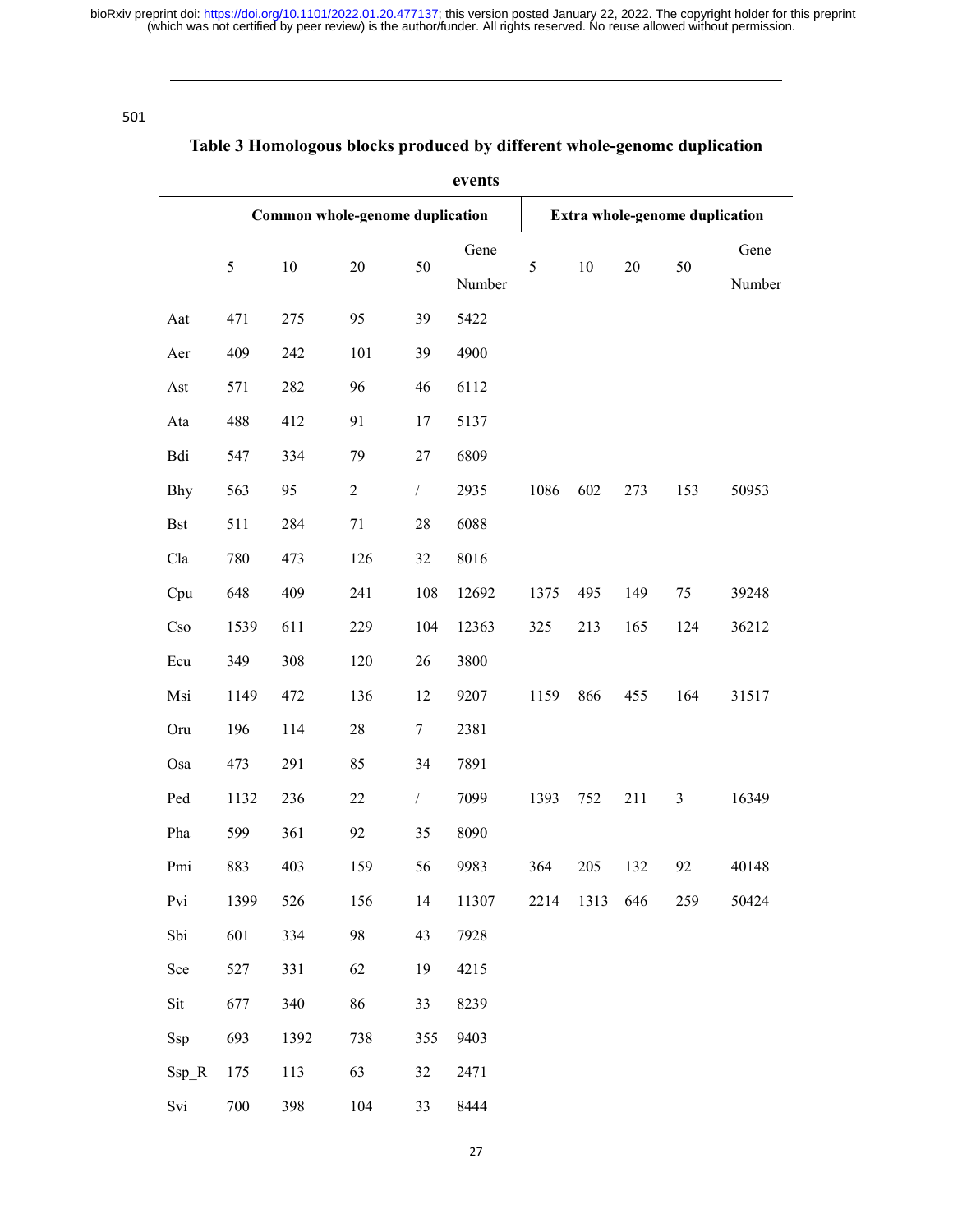**Table 3 Homologous blocks produced by different whole-genomc duplication events**

| | Common whole-genome duplication | | | | | Extra whole-genome duplication | | | | |
|---|---|---|---|---|---|---|---|---|---|---|
| | 5 | 10 | 20 | 50 | Gene Number | 5 | 10 | 20 | 50 | Gene Number |
| Aat | 471 | 275 | 95 | 39 | 5422 | | | | | |
| Aer | 409 | 242 | 101 | 39 | 4900 | | | | | |
| Ast | 571 | 282 | 96 | 46 | 6112 | | | | | |
| Ata | 488 | 412 | 91 | 17 | 5137 | | | | | |
| Bdi | 547 | 334 | 79 | 27 | 6809 | | | | | |
| Bhy | 563 | 95 | 2 | / | 2935 | 1086 | 602 | 273 | 153 | 50953 |
| Bst | 511 | 284 | 71 | 28 | 6088 | | | | | |
| Cla | 780 | 473 | 126 | 32 | 8016 | | | | | |
| Cpu | 648 | 409 | 241 | 108 | 12692 | 1375 | 495 | 149 | 75 | 39248 |
| Cso | 1539 | 611 | 229 | 104 | 12363 | 325 | 213 | 165 | 124 | 36212 |
| Ecu | 349 | 308 | 120 | 26 | 3800 | | | | | |
| Msi | 1149 | 472 | 136 | 12 | 9207 | 1159 | 866 | 455 | 164 | 31517 |
| Oru | 196 | 114 | 28 | 7 | 2381 | | | | | |
| Osa | 473 | 291 | 85 | 34 | 7891 | | | | | |
| Ped | 1132 | 236 | 22 | / | 7099 | 1393 | 752 | 211 | 3 | 16349 |
| Pha | 599 | 361 | 92 | 35 | 8090 | | | | | |
| Pmi | 883 | 403 | 159 | 56 | 9983 | 364 | 205 | 132 | 92 | 40148 |
| Pvi | 1399 | 526 | 156 | 14 | 11307 | 2214 | 1313 | 646 | 259 | 50424 |
| Sbi | 601 | 334 | 98 | 43 | 7928 | | | | | |
| Sce | 527 | 331 | 62 | 19 | 4215 | | | | | |
| Sit | 677 | 340 | 86 | 33 | 8239 | | | | | |
| Ssp | 693 | 1392 | 738 | 355 | 9403 | | | | | |
| Ssp_R | 175 | 113 | 63 | 32 | 2471 | | | | | |
| Svi | 700 | 398 | 104 | 33 | 8444 | | | | | |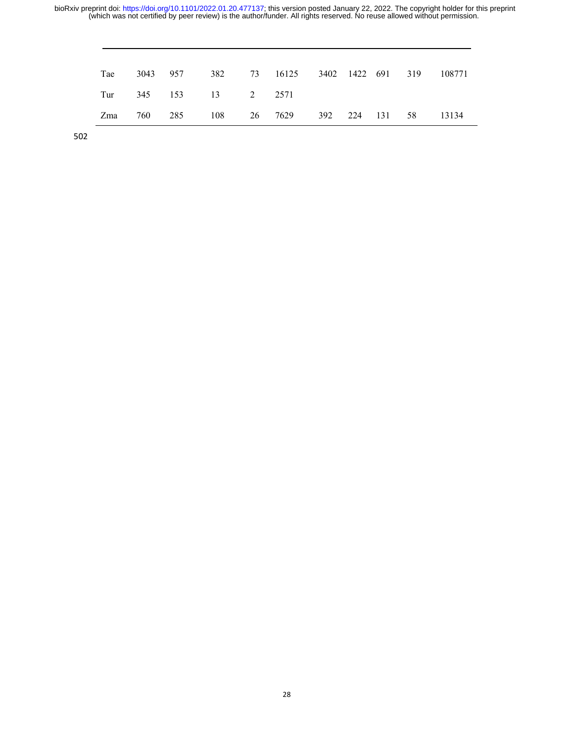| | | | | | | | | | | |
|---|---|---|---|---|---|---|---|---|---|---|
| Tae | 3043 | 957 | 382 | 73 | 16125 | 3402 | 1422 | 691 | 319 | 108771 |
| Tur | 345 | 153 | 13 | 2 | 2571 | | | | | |
| Zma | 760 | 285 | 108 | 26 | 7629 | 392 | 224 | 131 | 58 | 13134 |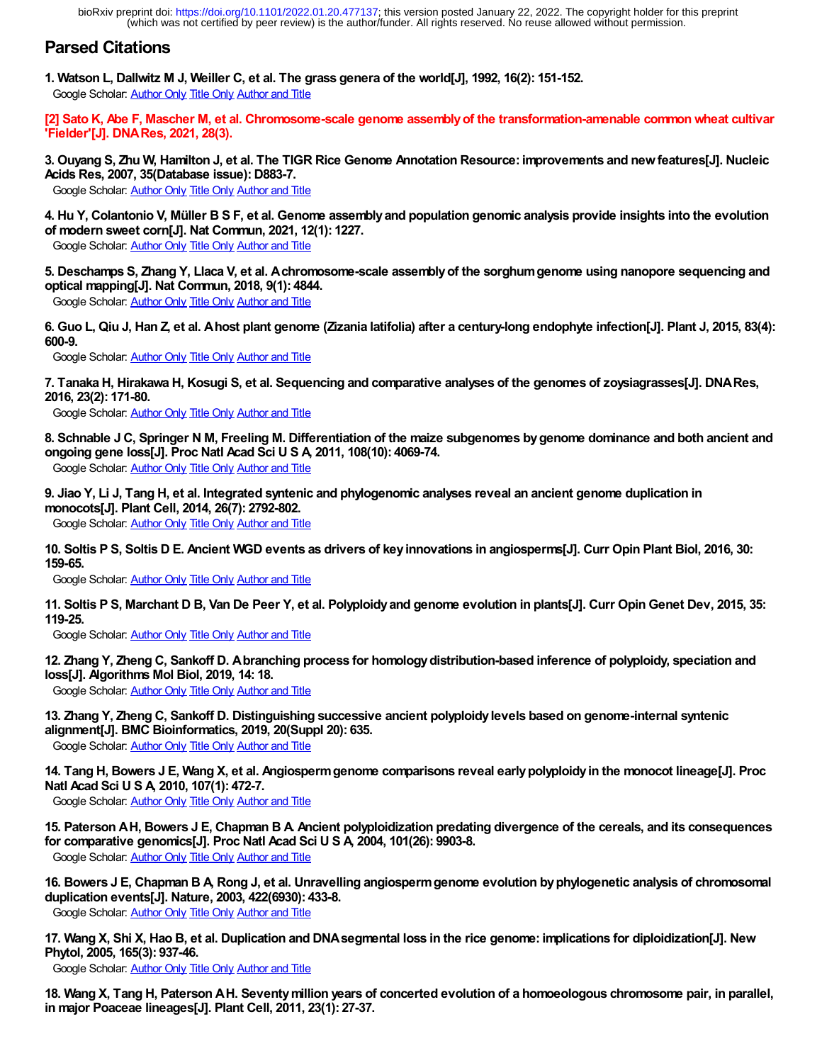## Parsed Citations

**1. Watson L, Dallwitz M J, Weiller C, et al. The grass genera of the world[J], 1992, 16(2): 151-152.**
Google Scholar: Author Only Title Only Author and Title

**[2] Sato K, Abe F, Mascher M, et al. Chromosome-scale genome assembly of the transformation-amenable common wheat cultivar 'Fielder'[J]. DNA Res, 2021, 28(3).**

**3. Ouyang S, Zhu W, Hamilton J, et al. The TIGR Rice Genome Annotation Resource: improvements and new features[J]. Nucleic Acids Res, 2007, 35(Database issue): D883-7.**
Google Scholar: Author Only Title Only Author and Title

**4. Hu Y, Colantonio V, Müller B S F, et al. Genome assembly and population genomic analysis provide insights into the evolution of modern sweet corn[J]. Nat Commun, 2021, 12(1): 1227.**
Google Scholar: Author Only Title Only Author and Title

**5. Deschamps S, Zhang Y, Llaca V, et al. A chromosome-scale assembly of the sorghum genome using nanopore sequencing and optical mapping[J]. Nat Commun, 2018, 9(1): 4844.**
Google Scholar: Author Only Title Only Author and Title

**6. Guo L, Qiu J, Han Z, et al. A host plant genome (Zizania latifolia) after a century-long endophyte infection[J]. Plant J, 2015, 83(4): 600-9.**
Google Scholar: Author Only Title Only Author and Title

**7. Tanaka H, Hirakawa H, Kosugi S, et al. Sequencing and comparative analyses of the genomes of zoysiagrasses[J]. DNA Res, 2016, 23(2): 171-80.**
Google Scholar: Author Only Title Only Author and Title

**8. Schnable J C, Springer N M, Freeling M. Differentiation of the maize subgenomes by genome dominance and both ancient and ongoing gene loss[J]. Proc Natl Acad Sci U S A, 2011, 108(10): 4069-74.**
Google Scholar: Author Only Title Only Author and Title

**9. Jiao Y, Li J, Tang H, et al. Integrated syntenic and phylogenomic analyses reveal an ancient genome duplication in monocots[J]. Plant Cell, 2014, 26(7): 2792-802.**
Google Scholar: Author Only Title Only Author and Title

**10. Soltis P S, Soltis D E. Ancient WGD events as drivers of key innovations in angiosperms[J]. Curr Opin Plant Biol, 2016, 30: 159-65.**
Google Scholar: Author Only Title Only Author and Title

**11. Soltis P S, Marchant D B, Van De Peer Y, et al. Polyploidy and genome evolution in plants[J]. Curr Opin Genet Dev, 2015, 35: 119-25.**
Google Scholar: Author Only Title Only Author and Title

**12. Zhang Y, Zheng C, Sankoff D. A branching process for homology distribution-based inference of polyploidy, speciation and loss[J]. Algorithms Mol Biol, 2019, 14: 18.**
Google Scholar: Author Only Title Only Author and Title

**13. Zhang Y, Zheng C, Sankoff D. Distinguishing successive ancient polyploidy levels based on genome-internal syntenic alignment[J]. BMC Bioinformatics, 2019, 20(Suppl 20): 635.**
Google Scholar: Author Only Title Only Author and Title

**14. Tang H, Bowers J E, Wang X, et al. Angiosperm genome comparisons reveal early polyploidy in the monocot lineage[J]. Proc Natl Acad Sci U S A, 2010, 107(1): 472-7.**
Google Scholar: Author Only Title Only Author and Title

**15. Paterson A H, Bowers J E, Chapman B A. Ancient polyploidization predating divergence of the cereals, and its consequences for comparative genomics[J]. Proc Natl Acad Sci U S A, 2004, 101(26): 9903-8.**
Google Scholar: Author Only Title Only Author and Title

**16. Bowers J E, Chapman B A, Rong J, et al. Unravelling angiosperm genome evolution by phylogenetic analysis of chromosomal duplication events[J]. Nature, 2003, 422(6930): 433-8.**
Google Scholar: Author Only Title Only Author and Title

**17. Wang X, Shi X, Hao B, et al. Duplication and DNA segmental loss in the rice genome: implications for diploidization[J]. New Phytol, 2005, 165(3): 937-46.**
Google Scholar: Author Only Title Only Author and Title

**18. Wang X, Tang H, Paterson A H. Seventy million years of concerted evolution of a homoeologous chromosome pair, in parallel, in major Poaceae lineages[J]. Plant Cell, 2011, 23(1): 27-37.**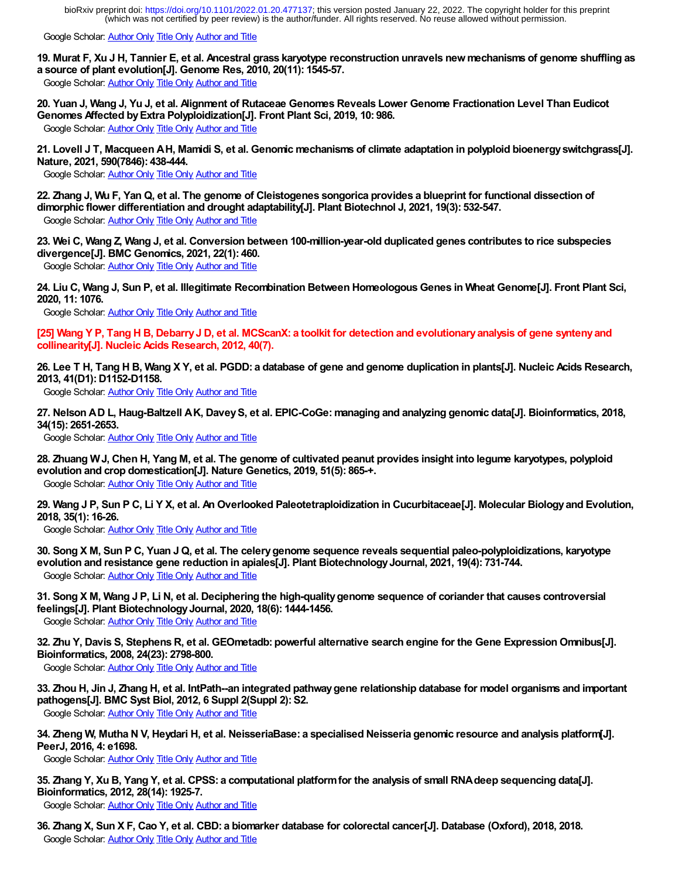Google Scholar: Author Only Title Only Author and Title

**19. Murat F, Xu J H, Tannier E, et al. Ancestral grass karyotype reconstruction unravels new mechanisms of genome shuffling as a source of plant evolution[J]. Genome Res, 2010, 20(11): 1545-57.**

Google Scholar: Author Only Title Only Author and Title

**20. Yuan J, Wang J, Yu J, et al. Alignment of Rutaceae Genomes Reveals Lower Genome Fractionation Level Than Eudicot Genomes Affected by Extra Polyploidization[J]. Front Plant Sci, 2019, 10: 986.**

Google Scholar: Author Only Title Only Author and Title

**21. Lovell J T, Macqueen A H, Mamidi S, et al. Genomic mechanisms of climate adaptation in polyploid bioenergy switchgrass[J]. Nature, 2021, 590(7846): 438-444.**

Google Scholar: Author Only Title Only Author and Title

**22. Zhang J, Wu F, Yan Q, et al. The genome of Cleistogenes songorica provides a blueprint for functional dissection of dimorphic flower differentiation and drought adaptability[J]. Plant Biotechnol J, 2021, 19(3): 532-547.**

Google Scholar: Author Only Title Only Author and Title

**23. Wei C, Wang Z, Wang J, et al. Conversion between 100-million-year-old duplicated genes contributes to rice subspecies divergence[J]. BMC Genomics, 2021, 22(1): 460.**

Google Scholar: Author Only Title Only Author and Title

**24. Liu C, Wang J, Sun P, et al. Illegitimate Recombination Between Homeologous Genes in Wheat Genome[J]. Front Plant Sci, 2020, 11: 1076.**

Google Scholar: Author Only Title Only Author and Title

**[25] Wang Y P, Tang H B, Debarry J D, et al. MCScanX: a toolkit for detection and evolutionary analysis of gene synteny and collinearity[J]. Nucleic Acids Research, 2012, 40(7).**

**26. Lee T H, Tang H B, Wang X Y, et al. PGDD: a database of gene and genome duplication in plants[J]. Nucleic Acids Research, 2013, 41(D1): D1152-D1158.**

Google Scholar: Author Only Title Only Author and Title

**27. Nelson A D L, Haug-Baltzell A K, Davey S, et al. EPIC-CoGe: managing and analyzing genomic data[J]. Bioinformatics, 2018, 34(15): 2651-2653.**

Google Scholar: Author Only Title Only Author and Title

**28. Zhuang W J, Chen H, Yang M, et al. The genome of cultivated peanut provides insight into legume karyotypes, polyploid evolution and crop domestication[J]. Nature Genetics, 2019, 51(5): 865-+.**

Google Scholar: Author Only Title Only Author and Title

**29. Wang J P, Sun P C, Li Y X, et al. An Overlooked Paleotetraploidization in Cucurbitaceae[J]. Molecular Biology and Evolution, 2018, 35(1): 16-26.**

Google Scholar: Author Only Title Only Author and Title

**30. Song X M, Sun P C, Yuan J Q, et al. The celery genome sequence reveals sequential paleo-polyploidizations, karyotype evolution and resistance gene reduction in apiales[J]. Plant Biotechnology Journal, 2021, 19(4): 731-744.**

Google Scholar: Author Only Title Only Author and Title

**31. Song X M, Wang J P, Li N, et al. Deciphering the high-quality genome sequence of coriander that causes controversial feelings[J]. Plant Biotechnology Journal, 2020, 18(6): 1444-1456.**

Google Scholar: Author Only Title Only Author and Title

**32. Zhu Y, Davis S, Stephens R, et al. GEOmetadb: powerful alternative search engine for the Gene Expression Omnibus[J]. Bioinformatics, 2008, 24(23): 2798-800.**

Google Scholar: Author Only Title Only Author and Title

**33. Zhou H, Jin J, Zhang H, et al. IntPath--an integrated pathway gene relationship database for model organisms and important pathogens[J]. BMC Syst Biol, 2012, 6 Suppl 2(Suppl 2): S2.**

Google Scholar: Author Only Title Only Author and Title

**34. Zheng W, Mutha N V, Heydari H, et al. NeisseriaBase: a specialised Neisseria genomic resource and analysis platform[J]. PeerJ, 2016, 4: e1698.**

Google Scholar: Author Only Title Only Author and Title

**35. Zhang Y, Xu B, Yang Y, et al. CPSS: a computational platform for the analysis of small RNA deep sequencing data[J]. Bioinformatics, 2012, 28(14): 1925-7.**

Google Scholar: Author Only Title Only Author and Title

**36. Zhang X, Sun X F, Cao Y, et al. CBD: a biomarker database for colorectal cancer[J]. Database (Oxford), 2018, 2018.**

Google Scholar: Author Only Title Only Author and Title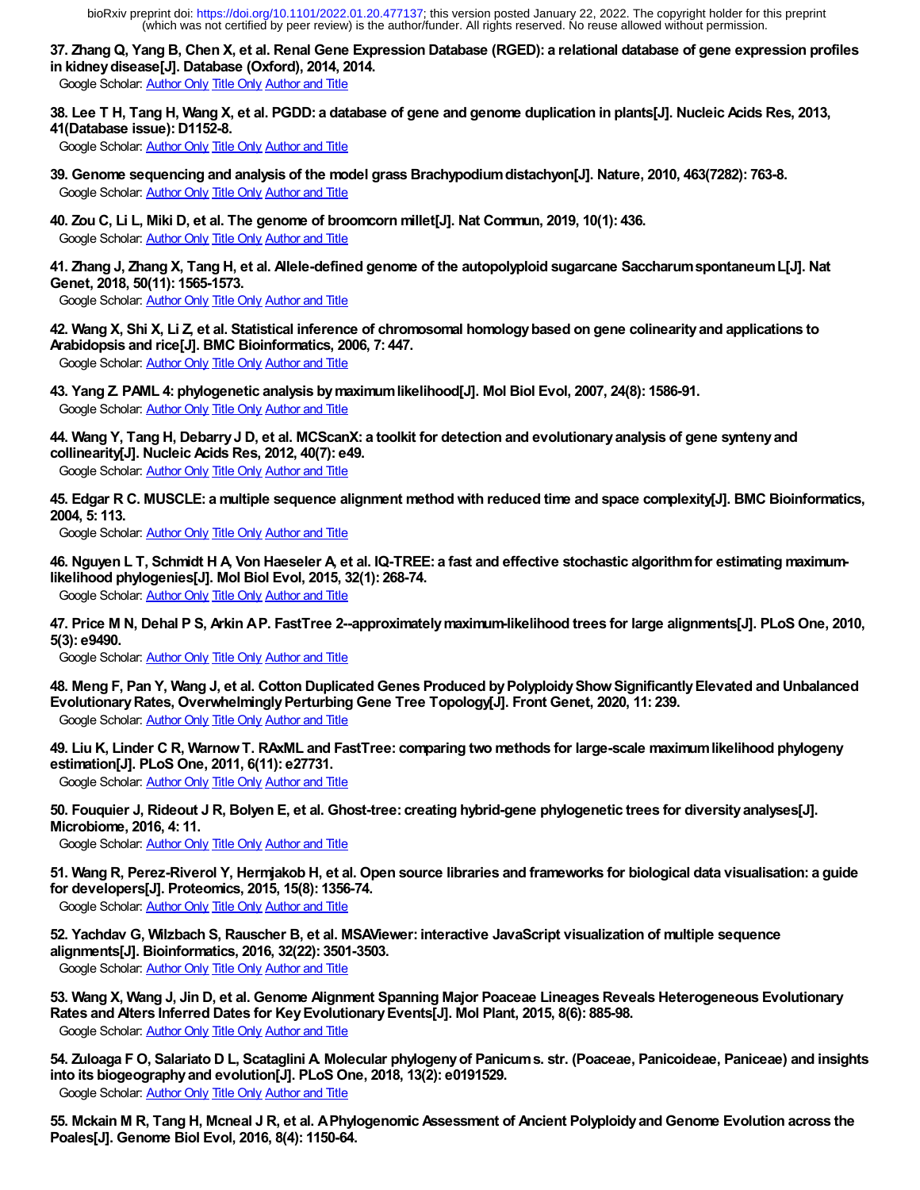**37. Zhang Q, Yang B, Chen X, et al. Renal Gene Expression Database (RGED): a relational database of gene expression profiles in kidney disease[J]. Database (Oxford), 2014, 2014.**

Google Scholar: Author Only Title Only Author and Title

**38. Lee T H, Tang H, Wang X, et al. PGDD: a database of gene and genome duplication in plants[J]. Nucleic Acids Res, 2013, 41(Database issue): D1152-8.**

Google Scholar: Author Only Title Only Author and Title

**39. Genome sequencing and analysis of the model grass Brachypodium distachyon[J]. Nature, 2010, 463(7282): 763-8.**

Google Scholar: Author Only Title Only Author and Title

**40. Zou C, Li L, Miki D, et al. The genome of broomcorn millet[J]. Nat Commun, 2019, 10(1): 436.**

Google Scholar: Author Only Title Only Author and Title

**41. Zhang J, Zhang X, Tang H, et al. Allele-defined genome of the autopolyploid sugarcane Saccharum spontaneum L[J]. Nat Genet, 2018, 50(11): 1565-1573.**

Google Scholar: Author Only Title Only Author and Title

**42. Wang X, Shi X, Li Z, et al. Statistical inference of chromosomal homology based on gene colinearity and applications to Arabidopsis and rice[J]. BMC Bioinformatics, 2006, 7: 447.**

Google Scholar: Author Only Title Only Author and Title

**43. Yang Z. PAML 4: phylogenetic analysis by maximum likelihood[J]. Mol Biol Evol, 2007, 24(8): 1586-91.**

Google Scholar: Author Only Title Only Author and Title

**44. Wang Y, Tang H, Debarry J D, et al. MCScanX: a toolkit for detection and evolutionary analysis of gene synteny and collinearity[J]. Nucleic Acids Res, 2012, 40(7): e49.**

Google Scholar: Author Only Title Only Author and Title

**45. Edgar R C. MUSCLE: a multiple sequence alignment method with reduced time and space complexity[J]. BMC Bioinformatics, 2004, 5: 113.**

Google Scholar: Author Only Title Only Author and Title

**46. Nguyen L T, Schmidt H A, Von Haeseler A, et al. IQ-TREE: a fast and effective stochastic algorithm for estimating maximum-likelihood phylogenies[J]. Mol Biol Evol, 2015, 32(1): 268-74.**

Google Scholar: Author Only Title Only Author and Title

**47. Price M N, Dehal P S, Arkin A P. FastTree 2--approximately maximum-likelihood trees for large alignments[J]. PLoS One, 2010, 5(3): e9490.**

Google Scholar: Author Only Title Only Author and Title

**48. Meng F, Pan Y, Wang J, et al. Cotton Duplicated Genes Produced by Polyploidy Show Significantly Elevated and Unbalanced Evolutionary Rates, Overwhelmingly Perturbing Gene Tree Topology[J]. Front Genet, 2020, 11: 239.**

Google Scholar: Author Only Title Only Author and Title

**49. Liu K, Linder C R, Warnow T. RAxML and FastTree: comparing two methods for large-scale maximum likelihood phylogeny estimation[J]. PLoS One, 2011, 6(11): e27731.**

Google Scholar: Author Only Title Only Author and Title

**50. Fouquier J, Rideout J R, Bolyen E, et al. Ghost-tree: creating hybrid-gene phylogenetic trees for diversity analyses[J]. Microbiome, 2016, 4: 11.**

Google Scholar: Author Only Title Only Author and Title

**51. Wang R, Perez-Riverol Y, Hermjakob H, et al. Open source libraries and frameworks for biological data visualisation: a guide for developers[J]. Proteomics, 2015, 15(8): 1356-74.**

Google Scholar: Author Only Title Only Author and Title

**52. Yachdav G, Wilzbach S, Rauscher B, et al. MSAViewer: interactive JavaScript visualization of multiple sequence alignments[J]. Bioinformatics, 2016, 32(22): 3501-3503.**

Google Scholar: Author Only Title Only Author and Title

**53. Wang X, Wang J, Jin D, et al. Genome Alignment Spanning Major Poaceae Lineages Reveals Heterogeneous Evolutionary Rates and Alters Inferred Dates for Key Evolutionary Events[J]. Mol Plant, 2015, 8(6): 885-98.**

Google Scholar: Author Only Title Only Author and Title

**54. Zuloaga F O, Salariato D L, Scataglini A. Molecular phylogeny of Panicum s. str. (Poaceae, Panicoideae, Paniceae) and insights into its biogeography and evolution[J]. PLoS One, 2018, 13(2): e0191529.**

Google Scholar: Author Only Title Only Author and Title

**55. Mckain M R, Tang H, Mcneal J R, et al. A Phylogenomic Assessment of Ancient Polyploidy and Genome Evolution across the Poales[J]. Genome Biol Evol, 2016, 8(4): 1150-64.**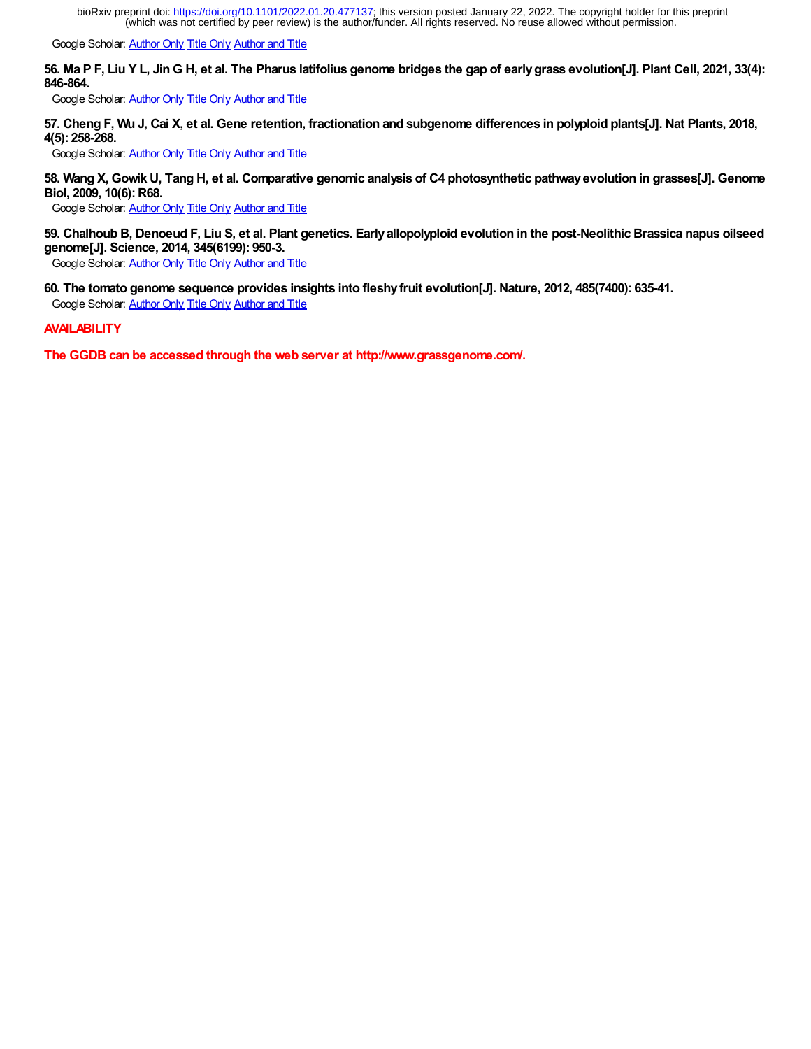Google Scholar: Author Only Title Only Author and Title

**56. Ma P F, Liu Y L, Jin G H, et al. The Pharus latifolius genome bridges the gap of early grass evolution[J]. Plant Cell, 2021, 33(4): 846-864.**

Google Scholar: Author Only Title Only Author and Title

**57. Cheng F, Wu J, Cai X, et al. Gene retention, fractionation and subgenome differences in polyploid plants[J]. Nat Plants, 2018, 4(5): 258-268.**

Google Scholar: Author Only Title Only Author and Title

**58. Wang X, Gowik U, Tang H, et al. Comparative genomic analysis of C4 photosynthetic pathway evolution in grasses[J]. Genome Biol, 2009, 10(6): R68.**

Google Scholar: Author Only Title Only Author and Title

**59. Chalhoub B, Denoeud F, Liu S, et al. Plant genetics. Early allopolyploid evolution in the post-Neolithic Brassica napus oilseed genome[J]. Science, 2014, 345(6199): 950-3.**

Google Scholar: Author Only Title Only Author and Title

**60. The tomato genome sequence provides insights into fleshy fruit evolution[J]. Nature, 2012, 485(7400): 635-41.**

Google Scholar: Author Only Title Only Author and Title

## AVAILABILITY

**The GGDB can be accessed through the web server at http://www.grassgenome.com/.**